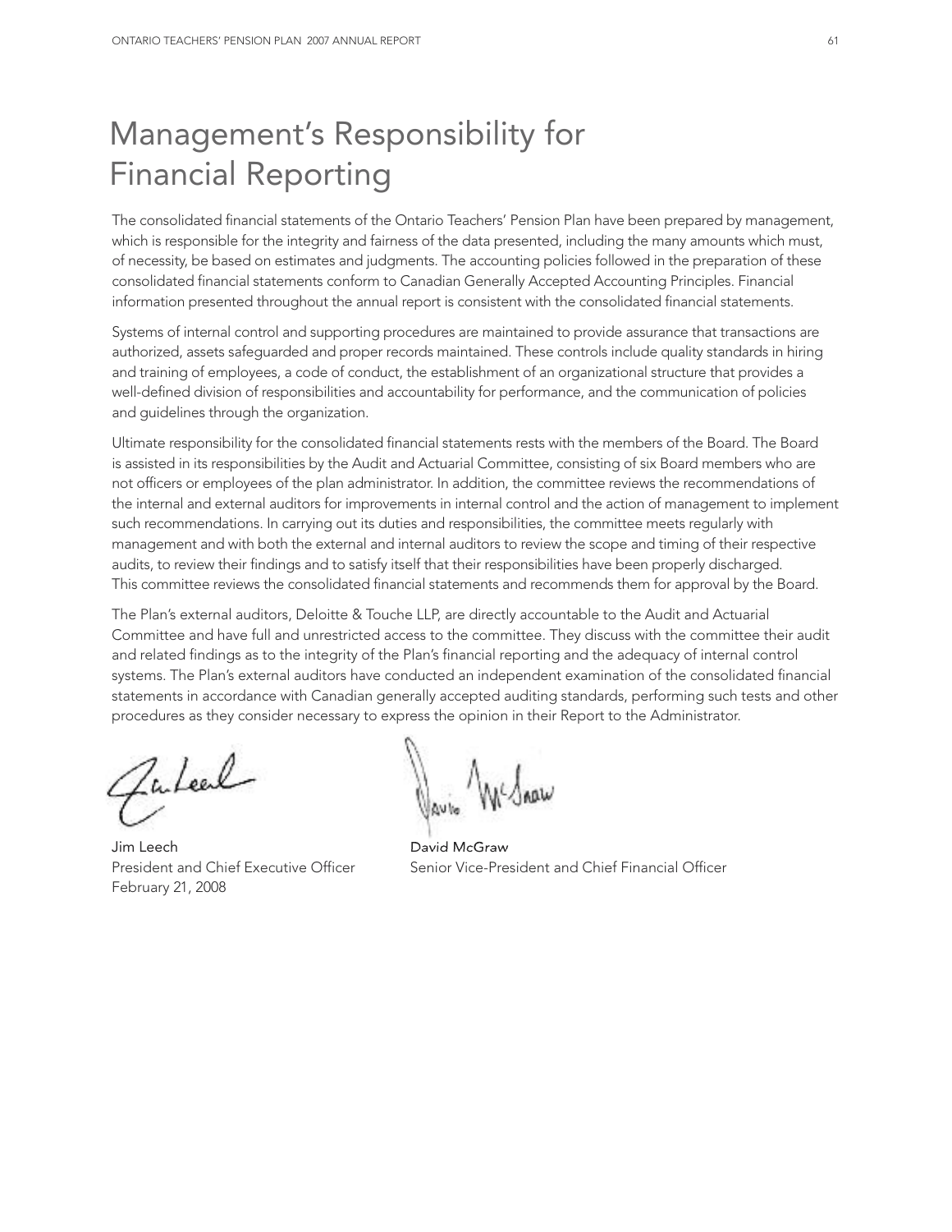# Management's Responsibility for Financial Reporting

The consolidated financial statements of the Ontario Teachers' Pension Plan have been prepared by management, which is responsible for the integrity and fairness of the data presented, including the many amounts which must, of necessity, be based on estimates and judgments. The accounting policies followed in the preparation of these consolidated financial statements conform to Canadian Generally Accepted Accounting Principles. Financial information presented throughout the annual report is consistent with the consolidated financial statements.

Systems of internal control and supporting procedures are maintained to provide assurance that transactions are authorized, assets safeguarded and proper records maintained. These controls include quality standards in hiring and training of employees, a code of conduct, the establishment of an organizational structure that provides a well-defined division of responsibilities and accountability for performance, and the communication of policies and guidelines through the organization.

Ultimate responsibility for the consolidated financial statements rests with the members of the Board. The Board is assisted in its responsibilities by the Audit and Actuarial Committee, consisting of six Board members who are not officers or employees of the plan administrator. In addition, the committee reviews the recommendations of the internal and external auditors for improvements in internal control and the action of management to implement such recommendations. In carrying out its duties and responsibilities, the committee meets regularly with management and with both the external and internal auditors to review the scope and timing of their respective audits, to review their findings and to satisfy itself that their responsibilities have been properly discharged. This committee reviews the consolidated financial statements and recommends them for approval by the Board.

The Plan's external auditors, Deloitte & Touche LLP, are directly accountable to the Audit and Actuarial Committee and have full and unrestricted access to the committee. They discuss with the committee their audit and related findings as to the integrity of the Plan's financial reporting and the adequacy of internal control systems. The Plan's external auditors have conducted an independent examination of the consolidated financial statements in accordance with Canadian generally accepted auditing standards, performing such tests and other procedures as they consider necessary to express the opinion in their Report to the Administrator.

Jim Leech
President and Chief Executive Officer
February 21, 2008

David McGraw
Senior Vice-President and Chief Financial Officer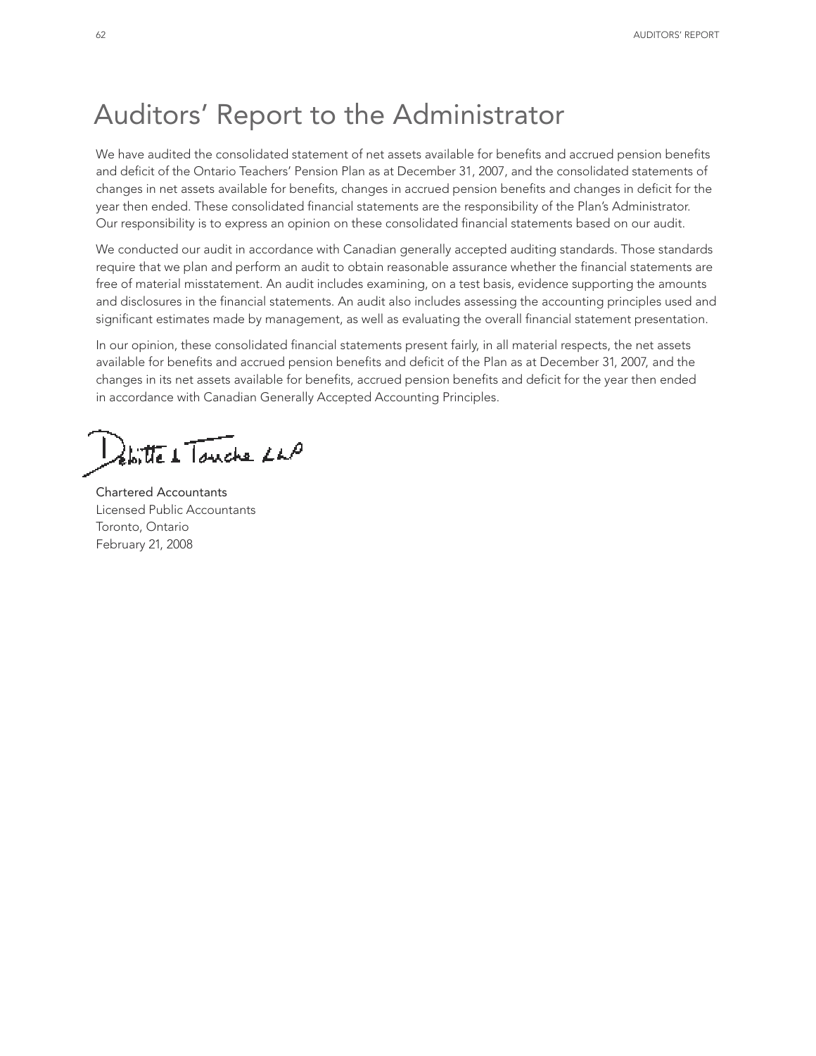# Auditors' Report to the Administrator

We have audited the consolidated statement of net assets available for benefits and accrued pension benefits and deficit of the Ontario Teachers' Pension Plan as at December 31, 2007, and the consolidated statements of changes in net assets available for benefits, changes in accrued pension benefits and changes in deficit for the year then ended. These consolidated financial statements are the responsibility of the Plan's Administrator. Our responsibility is to express an opinion on these consolidated financial statements based on our audit.

We conducted our audit in accordance with Canadian generally accepted auditing standards. Those standards require that we plan and perform an audit to obtain reasonable assurance whether the financial statements are free of material misstatement. An audit includes examining, on a test basis, evidence supporting the amounts and disclosures in the financial statements. An audit also includes assessing the accounting principles used and significant estimates made by management, as well as evaluating the overall financial statement presentation.

In our opinion, these consolidated financial statements present fairly, in all material respects, the net assets available for benefits and accrued pension benefits and deficit of the Plan as at December 31, 2007, and the changes in its net assets available for benefits, accrued pension benefits and deficit for the year then ended in accordance with Canadian Generally Accepted Accounting Principles.

Deloitte & Touche LLP

Chartered Accountants
Licensed Public Accountants
Toronto, Ontario
February 21, 2008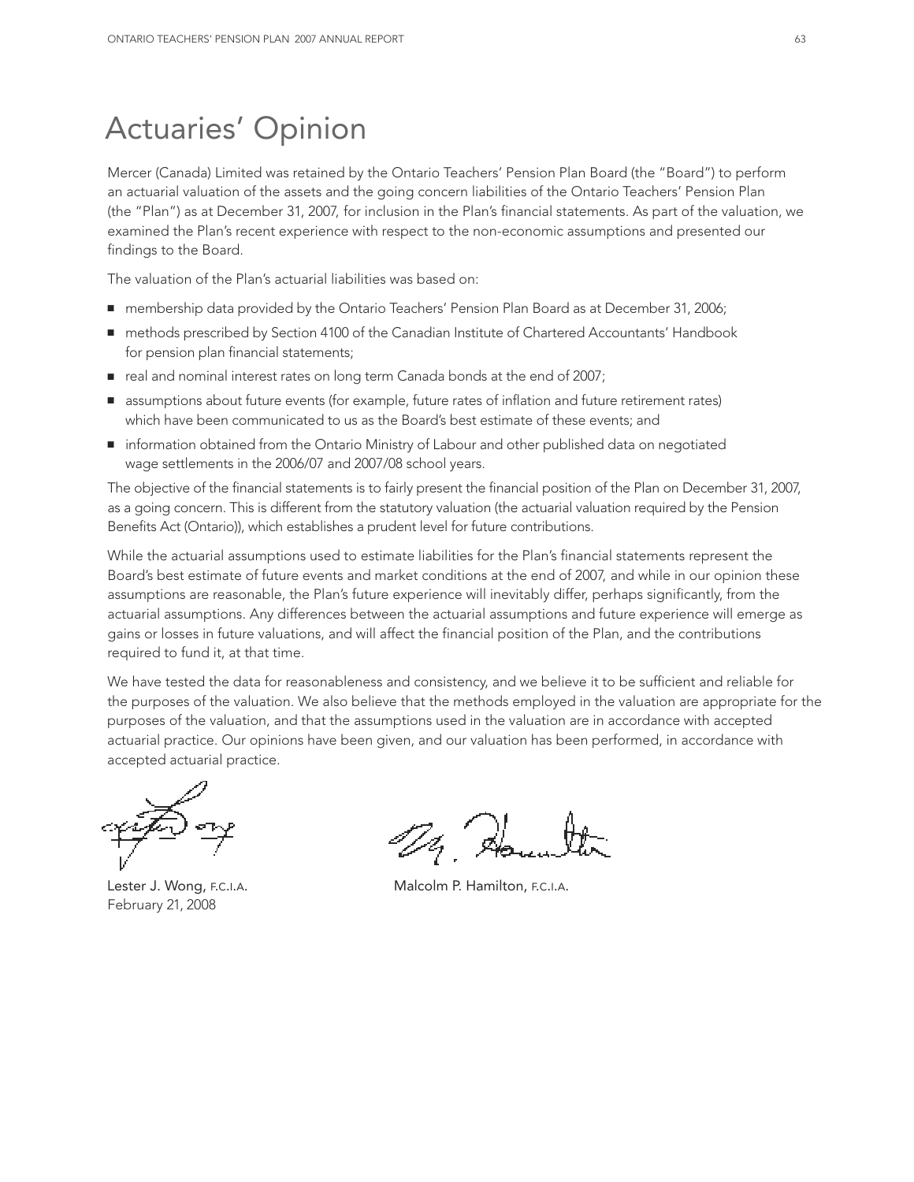# Actuaries' Opinion

Mercer (Canada) Limited was retained by the Ontario Teachers' Pension Plan Board (the "Board") to perform an actuarial valuation of the assets and the going concern liabilities of the Ontario Teachers' Pension Plan (the "Plan") as at December 31, 2007, for inclusion in the Plan's financial statements. As part of the valuation, we examined the Plan's recent experience with respect to the non-economic assumptions and presented our findings to the Board.

The valuation of the Plan's actuarial liabilities was based on:

- membership data provided by the Ontario Teachers' Pension Plan Board as at December 31, 2006;
- methods prescribed by Section 4100 of the Canadian Institute of Chartered Accountants' Handbook for pension plan financial statements;
- real and nominal interest rates on long term Canada bonds at the end of 2007;
- assumptions about future events (for example, future rates of inflation and future retirement rates) which have been communicated to us as the Board's best estimate of these events; and
- information obtained from the Ontario Ministry of Labour and other published data on negotiated wage settlements in the 2006/07 and 2007/08 school years.

The objective of the financial statements is to fairly present the financial position of the Plan on December 31, 2007, as a going concern. This is different from the statutory valuation (the actuarial valuation required by the Pension Benefits Act (Ontario)), which establishes a prudent level for future contributions.

While the actuarial assumptions used to estimate liabilities for the Plan's financial statements represent the Board's best estimate of future events and market conditions at the end of 2007, and while in our opinion these assumptions are reasonable, the Plan's future experience will inevitably differ, perhaps significantly, from the actuarial assumptions. Any differences between the actuarial assumptions and future experience will emerge as gains or losses in future valuations, and will affect the financial position of the Plan, and the contributions required to fund it, at that time.

We have tested the data for reasonableness and consistency, and we believe it to be sufficient and reliable for the purposes of the valuation. We also believe that the methods employed in the valuation are appropriate for the purposes of the valuation, and that the assumptions used in the valuation are in accordance with accepted actuarial practice. Our opinions have been given, and our valuation has been performed, in accordance with accepted actuarial practice.

Lester J. Wong, F.C.I.A.
February 21, 2008

Malcolm P. Hamilton, F.C.I.A.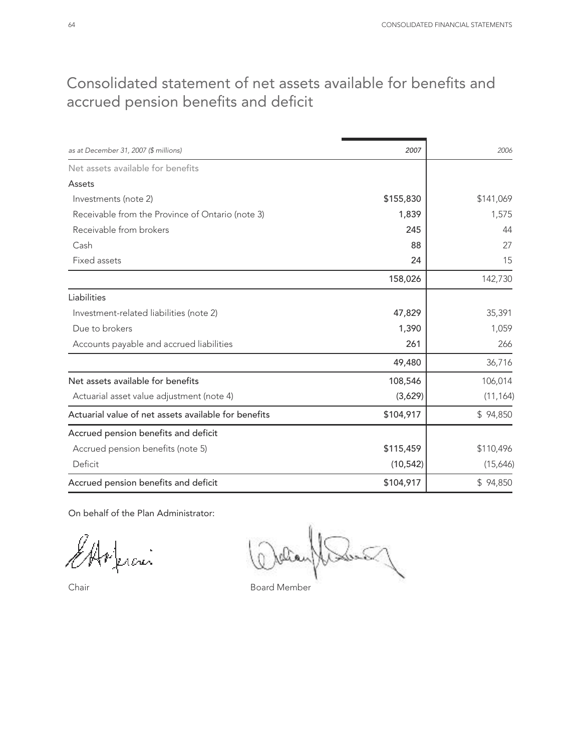# Consolidated statement of net assets available for benefits and accrued pension benefits and deficit

| *as at December 31, 2007 ($ millions)* | *2007* | *2006* |
|---|---|---|
| Net assets available for benefits | | |
| Assets | | |
| Investments (note 2) | $155,830 | $141,069 |
| Receivable from the Province of Ontario (note 3) | 1,839 | 1,575 |
| Receivable from brokers | 245 | 44 |
| Cash | 88 | 27 |
| Fixed assets | 24 | 15 |
| | 158,026 | 142,730 |
| Liabilities | | |
| Investment-related liabilities (note 2) | 47,829 | 35,391 |
| Due to brokers | 1,390 | 1,059 |
| Accounts payable and accrued liabilities | 261 | 266 |
| | 49,480 | 36,716 |
| Net assets available for benefits | 108,546 | 106,014 |
| Actuarial asset value adjustment (note 4) | (3,629) | (11,164) |
| Actuarial value of net assets available for benefits | $104,917 | $ 94,850 |
| Accrued pension benefits and deficit | | |
| Accrued pension benefits (note 5) | $115,459 | $110,496 |
| Deficit | (10,542) | (15,646) |
| Accrued pension benefits and deficit | $104,917 | $ 94,850 |

On behalf of the Plan Administrator:

Chair

Board Member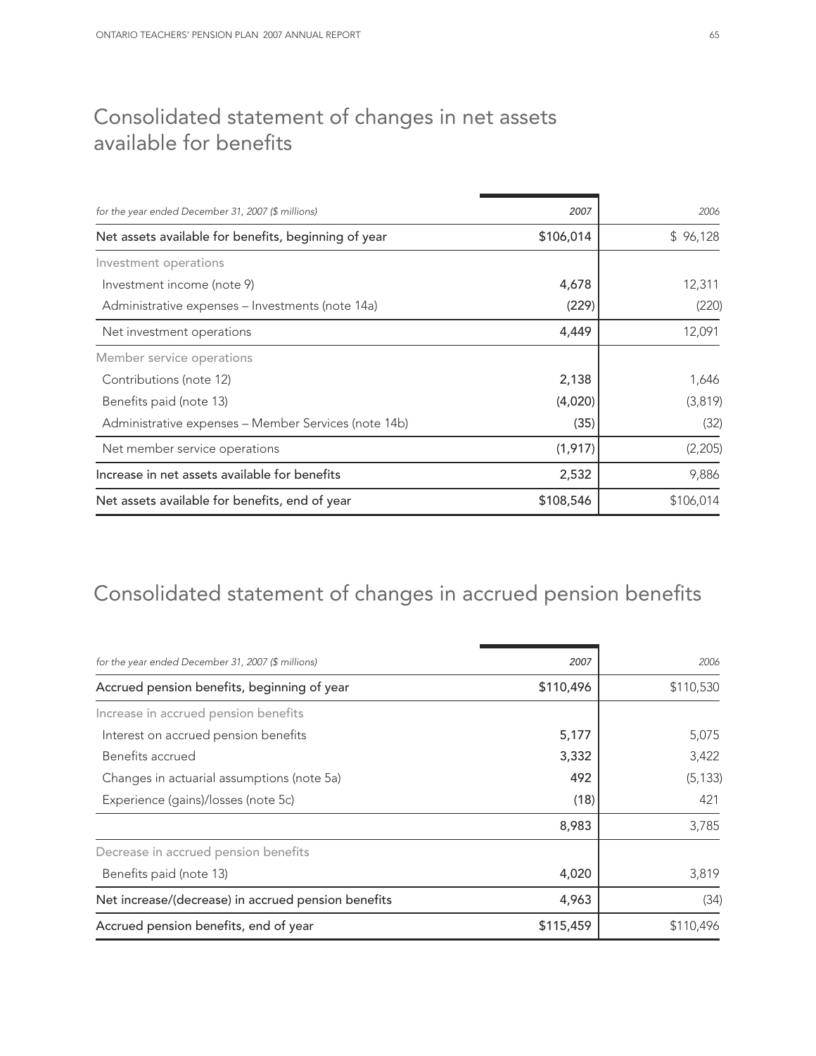# Consolidated statement of changes in net assets available for benefits

| *for the year ended December 31, 2007 ($ millions)* | *2007* | *2006* |
|---|---|---|
| Net assets available for benefits, beginning of year | $106,014 | $ 96,128 |
| Investment operations | | |
| Investment income (note 9) | 4,678 | 12,311 |
| Administrative expenses – Investments (note 14a) | (229) | (220) |
| Net investment operations | 4,449 | 12,091 |
| Member service operations | | |
| Contributions (note 12) | 2,138 | 1,646 |
| Benefits paid (note 13) | (4,020) | (3,819) |
| Administrative expenses – Member Services (note 14b) | (35) | (32) |
| Net member service operations | (1,917) | (2,205) |
| Increase in net assets available for benefits | 2,532 | 9,886 |
| Net assets available for benefits, end of year | $108,546 | $106,014 |

# Consolidated statement of changes in accrued pension benefits

| *for the year ended December 31, 2007 ($ millions)* | *2007* | *2006* |
|---|---|---|
| Accrued pension benefits, beginning of year | $110,496 | $110,530 |
| Increase in accrued pension benefits | | |
| Interest on accrued pension benefits | 5,177 | 5,075 |
| Benefits accrued | 3,332 | 3,422 |
| Changes in actuarial assumptions (note 5a) | 492 | (5,133) |
| Experience (gains)/losses (note 5c) | (18) | 421 |
| | 8,983 | 3,785 |
| Decrease in accrued pension benefits | | |
| Benefits paid (note 13) | 4,020 | 3,819 |
| Net increase/(decrease) in accrued pension benefits | 4,963 | (34) |
| Accrued pension benefits, end of year | $115,459 | $110,496 |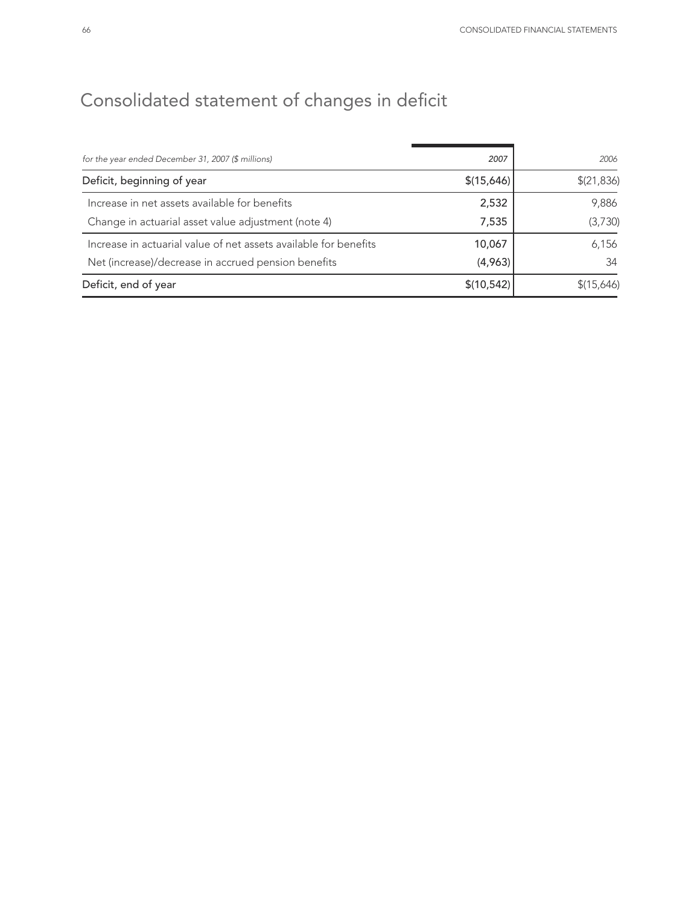# Consolidated statement of changes in deficit

| *for the year ended December 31, 2007 ($ millions)* | *2007* | *2006* |
|---|---|---|
| Deficit, beginning of year | $(15,646) | $(21,836) |
| Increase in net assets available for benefits | 2,532 | 9,886 |
| Change in actuarial asset value adjustment (note 4) | 7,535 | (3,730) |
| Increase in actuarial value of net assets available for benefits | 10,067 | 6,156 |
| Net (increase)/decrease in accrued pension benefits | (4,963) | 34 |
| Deficit, end of year | $(10,542) | $(15,646) |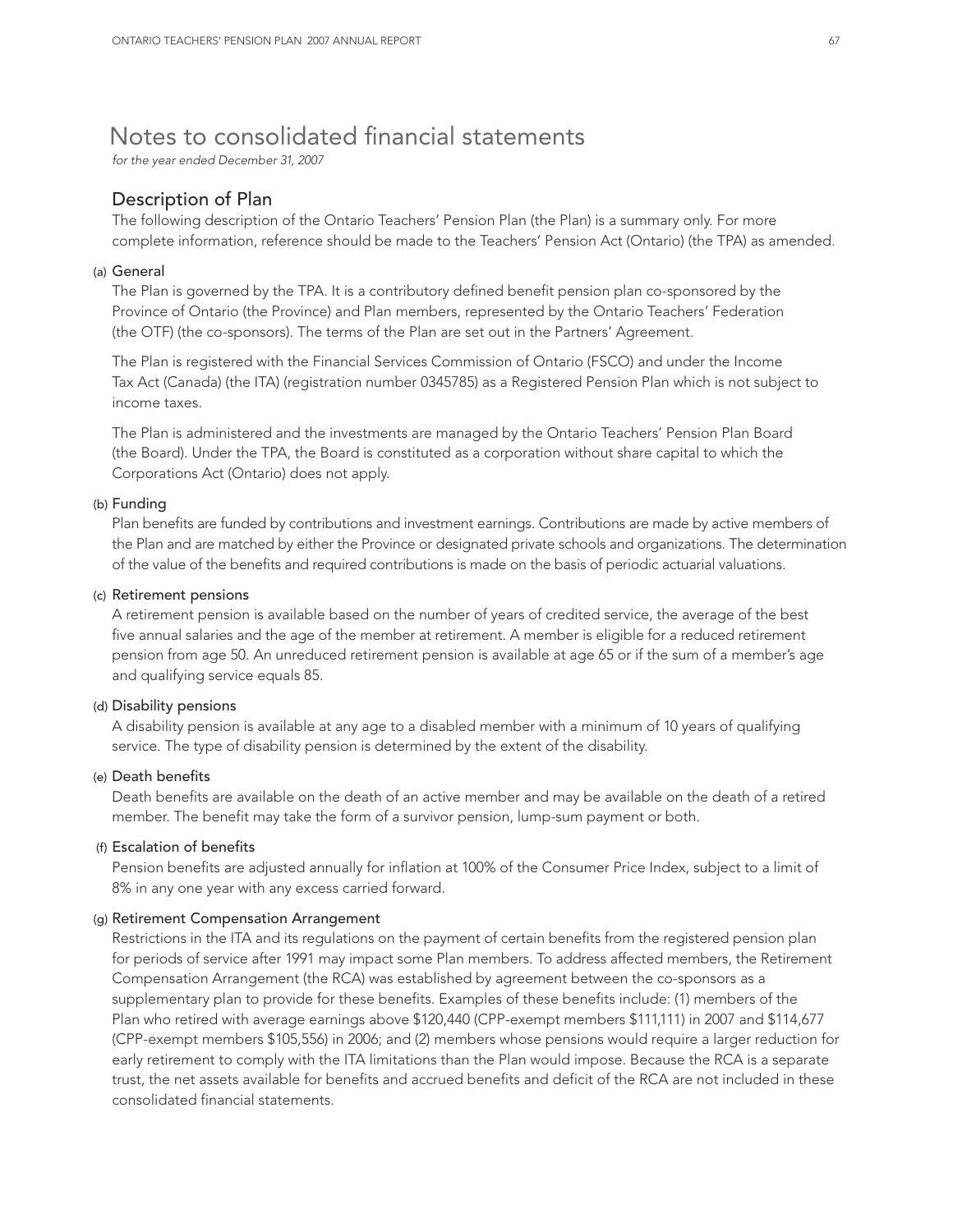# Notes to consolidated financial statements

*for the year ended December 31, 2007*

## Description of Plan

The following description of the Ontario Teachers' Pension Plan (the Plan) is a summary only. For more complete information, reference should be made to the Teachers' Pension Act (Ontario) (the TPA) as amended.

### (a) General

The Plan is governed by the TPA. It is a contributory defined benefit pension plan co-sponsored by the Province of Ontario (the Province) and Plan members, represented by the Ontario Teachers' Federation (the OTF) (the co-sponsors). The terms of the Plan are set out in the Partners' Agreement.

The Plan is registered with the Financial Services Commission of Ontario (FSCO) and under the Income Tax Act (Canada) (the ITA) (registration number 0345785) as a Registered Pension Plan which is not subject to income taxes.

The Plan is administered and the investments are managed by the Ontario Teachers' Pension Plan Board (the Board). Under the TPA, the Board is constituted as a corporation without share capital to which the Corporations Act (Ontario) does not apply.

### (b) Funding

Plan benefits are funded by contributions and investment earnings. Contributions are made by active members of the Plan and are matched by either the Province or designated private schools and organizations. The determination of the value of the benefits and required contributions is made on the basis of periodic actuarial valuations.

### (c) Retirement pensions

A retirement pension is available based on the number of years of credited service, the average of the best five annual salaries and the age of the member at retirement. A member is eligible for a reduced retirement pension from age 50. An unreduced retirement pension is available at age 65 or if the sum of a member's age and qualifying service equals 85.

### (d) Disability pensions

A disability pension is available at any age to a disabled member with a minimum of 10 years of qualifying service. The type of disability pension is determined by the extent of the disability.

### (e) Death benefits

Death benefits are available on the death of an active member and may be available on the death of a retired member. The benefit may take the form of a survivor pension, lump-sum payment or both.

### (f) Escalation of benefits

Pension benefits are adjusted annually for inflation at 100% of the Consumer Price Index, subject to a limit of 8% in any one year with any excess carried forward.

### (g) Retirement Compensation Arrangement

Restrictions in the ITA and its regulations on the payment of certain benefits from the registered pension plan for periods of service after 1991 may impact some Plan members. To address affected members, the Retirement Compensation Arrangement (the RCA) was established by agreement between the co-sponsors as a supplementary plan to provide for these benefits. Examples of these benefits include: (1) members of the Plan who retired with average earnings above $120,440 (CPP-exempt members $111,111) in 2007 and $114,677 (CPP-exempt members $105,556) in 2006; and (2) members whose pensions would require a larger reduction for early retirement to comply with the ITA limitations than the Plan would impose. Because the RCA is a separate trust, the net assets available for benefits and accrued benefits and deficit of the RCA are not included in these consolidated financial statements.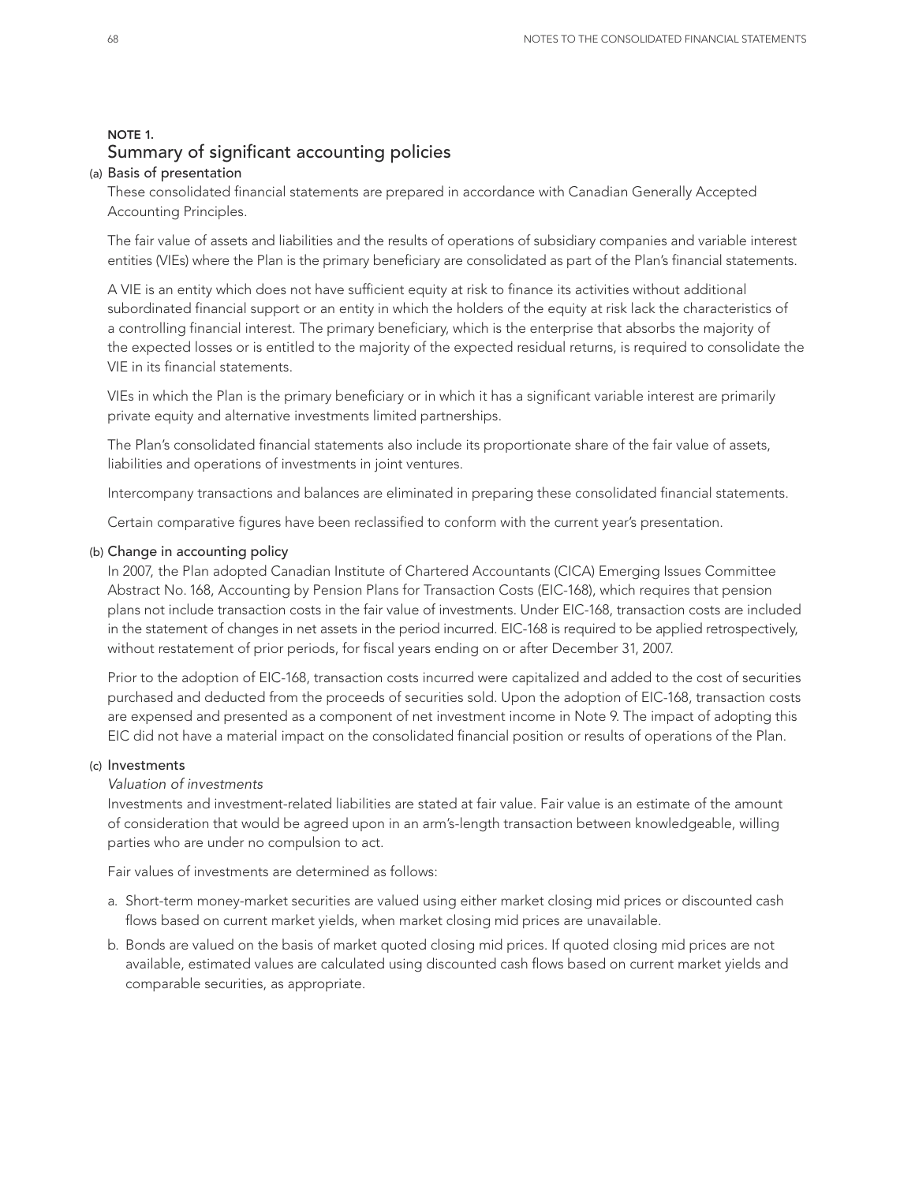## NOTE 1.
## Summary of significant accounting policies

### (a) Basis of presentation

These consolidated financial statements are prepared in accordance with Canadian Generally Accepted Accounting Principles.

The fair value of assets and liabilities and the results of operations of subsidiary companies and variable interest entities (VIEs) where the Plan is the primary beneficiary are consolidated as part of the Plan's financial statements.

A VIE is an entity which does not have sufficient equity at risk to finance its activities without additional subordinated financial support or an entity in which the holders of the equity at risk lack the characteristics of a controlling financial interest. The primary beneficiary, which is the enterprise that absorbs the majority of the expected losses or is entitled to the majority of the expected residual returns, is required to consolidate the VIE in its financial statements.

VIEs in which the Plan is the primary beneficiary or in which it has a significant variable interest are primarily private equity and alternative investments limited partnerships.

The Plan's consolidated financial statements also include its proportionate share of the fair value of assets, liabilities and operations of investments in joint ventures.

Intercompany transactions and balances are eliminated in preparing these consolidated financial statements.

Certain comparative figures have been reclassified to conform with the current year's presentation.

### (b) Change in accounting policy

In 2007, the Plan adopted Canadian Institute of Chartered Accountants (CICA) Emerging Issues Committee Abstract No. 168, Accounting by Pension Plans for Transaction Costs (EIC-168), which requires that pension plans not include transaction costs in the fair value of investments. Under EIC-168, transaction costs are included in the statement of changes in net assets in the period incurred. EIC-168 is required to be applied retrospectively, without restatement of prior periods, for fiscal years ending on or after December 31, 2007.

Prior to the adoption of EIC-168, transaction costs incurred were capitalized and added to the cost of securities purchased and deducted from the proceeds of securities sold. Upon the adoption of EIC-168, transaction costs are expensed and presented as a component of net investment income in Note 9. The impact of adopting this EIC did not have a material impact on the consolidated financial position or results of operations of the Plan.

### (c) Investments

*Valuation of investments*

Investments and investment-related liabilities are stated at fair value. Fair value is an estimate of the amount of consideration that would be agreed upon in an arm's-length transaction between knowledgeable, willing parties who are under no compulsion to act.

Fair values of investments are determined as follows:

a. Short-term money-market securities are valued using either market closing mid prices or discounted cash flows based on current market yields, when market closing mid prices are unavailable.

b. Bonds are valued on the basis of market quoted closing mid prices. If quoted closing mid prices are not available, estimated values are calculated using discounted cash flows based on current market yields and comparable securities, as appropriate.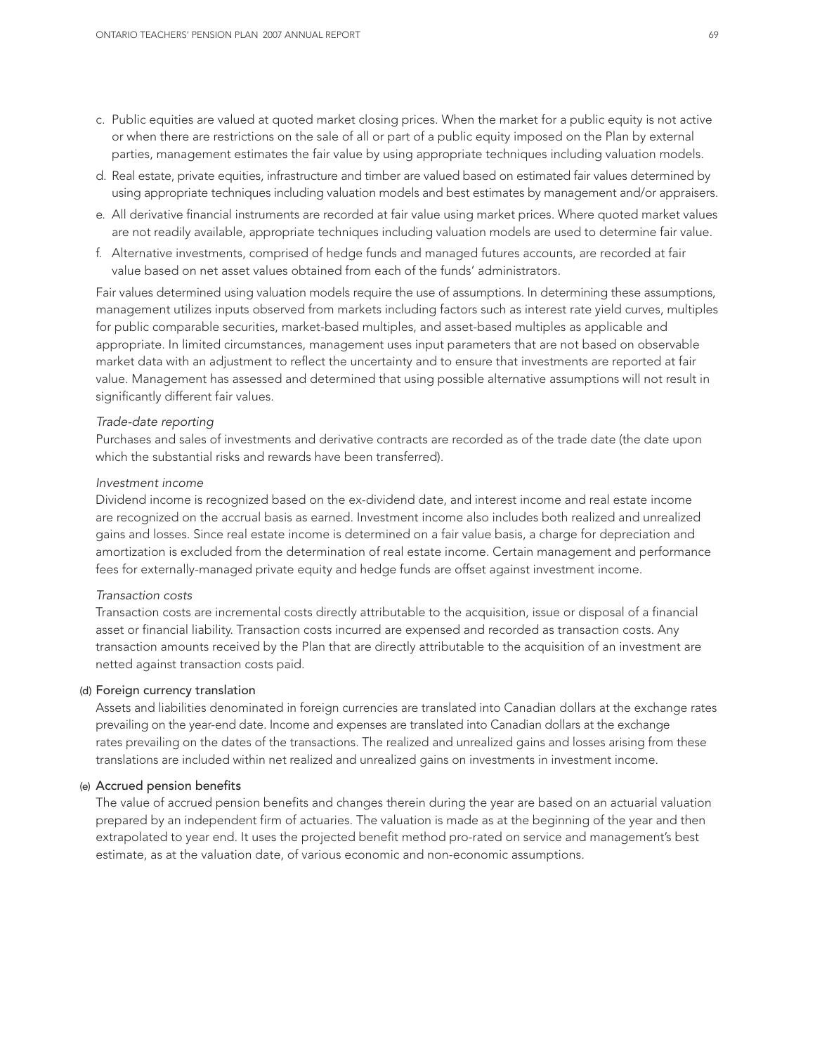c. Public equities are valued at quoted market closing prices. When the market for a public equity is not active or when there are restrictions on the sale of all or part of a public equity imposed on the Plan by external parties, management estimates the fair value by using appropriate techniques including valuation models.

d. Real estate, private equities, infrastructure and timber are valued based on estimated fair values determined by using appropriate techniques including valuation models and best estimates by management and/or appraisers.

e. All derivative financial instruments are recorded at fair value using market prices. Where quoted market values are not readily available, appropriate techniques including valuation models are used to determine fair value.

f. Alternative investments, comprised of hedge funds and managed futures accounts, are recorded at fair value based on net asset values obtained from each of the funds' administrators.

Fair values determined using valuation models require the use of assumptions. In determining these assumptions, management utilizes inputs observed from markets including factors such as interest rate yield curves, multiples for public comparable securities, market-based multiples, and asset-based multiples as applicable and appropriate. In limited circumstances, management uses input parameters that are not based on observable market data with an adjustment to reflect the uncertainty and to ensure that investments are reported at fair value. Management has assessed and determined that using possible alternative assumptions will not result in significantly different fair values.

*Trade-date reporting*

Purchases and sales of investments and derivative contracts are recorded as of the trade date (the date upon which the substantial risks and rewards have been transferred).

*Investment income*

Dividend income is recognized based on the ex-dividend date, and interest income and real estate income are recognized on the accrual basis as earned. Investment income also includes both realized and unrealized gains and losses. Since real estate income is determined on a fair value basis, a charge for depreciation and amortization is excluded from the determination of real estate income. Certain management and performance fees for externally-managed private equity and hedge funds are offset against investment income.

*Transaction costs*

Transaction costs are incremental costs directly attributable to the acquisition, issue or disposal of a financial asset or financial liability. Transaction costs incurred are expensed and recorded as transaction costs. Any transaction amounts received by the Plan that are directly attributable to the acquisition of an investment are netted against transaction costs paid.

### (d) Foreign currency translation

Assets and liabilities denominated in foreign currencies are translated into Canadian dollars at the exchange rates prevailing on the year-end date. Income and expenses are translated into Canadian dollars at the exchange rates prevailing on the dates of the transactions. The realized and unrealized gains and losses arising from these translations are included within net realized and unrealized gains on investments in investment income.

### (e) Accrued pension benefits

The value of accrued pension benefits and changes therein during the year are based on an actuarial valuation prepared by an independent firm of actuaries. The valuation is made as at the beginning of the year and then extrapolated to year end. It uses the projected benefit method pro-rated on service and management's best estimate, as at the valuation date, of various economic and non-economic assumptions.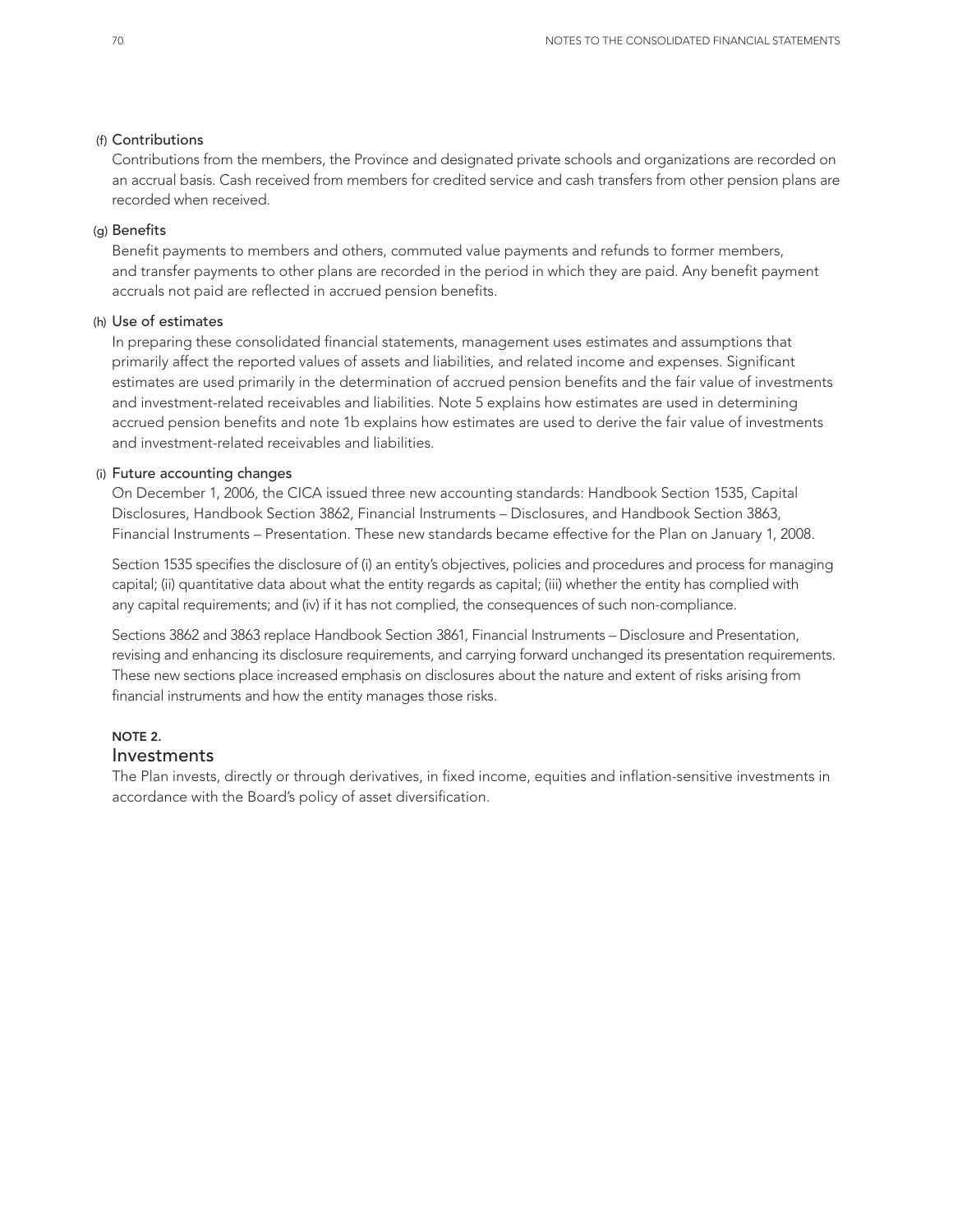(f) Contributions

Contributions from the members, the Province and designated private schools and organizations are recorded on an accrual basis. Cash received from members for credited service and cash transfers from other pension plans are recorded when received.

(g) Benefits

Benefit payments to members and others, commuted value payments and refunds to former members, and transfer payments to other plans are recorded in the period in which they are paid. Any benefit payment accruals not paid are reflected in accrued pension benefits.

(h) Use of estimates

In preparing these consolidated financial statements, management uses estimates and assumptions that primarily affect the reported values of assets and liabilities, and related income and expenses. Significant estimates are used primarily in the determination of accrued pension benefits and the fair value of investments and investment-related receivables and liabilities. Note 5 explains how estimates are used in determining accrued pension benefits and note 1b explains how estimates are used to derive the fair value of investments and investment-related receivables and liabilities.

(i) Future accounting changes

On December 1, 2006, the CICA issued three new accounting standards: Handbook Section 1535, Capital Disclosures, Handbook Section 3862, Financial Instruments – Disclosures, and Handbook Section 3863, Financial Instruments – Presentation. These new standards became effective for the Plan on January 1, 2008.

Section 1535 specifies the disclosure of (i) an entity's objectives, policies and procedures and process for managing capital; (ii) quantitative data about what the entity regards as capital; (iii) whether the entity has complied with any capital requirements; and (iv) if it has not complied, the consequences of such non-compliance.

Sections 3862 and 3863 replace Handbook Section 3861, Financial Instruments – Disclosure and Presentation, revising and enhancing its disclosure requirements, and carrying forward unchanged its presentation requirements. These new sections place increased emphasis on disclosures about the nature and extent of risks arising from financial instruments and how the entity manages those risks.

**NOTE 2.**

## Investments

The Plan invests, directly or through derivatives, in fixed income, equities and inflation-sensitive investments in accordance with the Board's policy of asset diversification.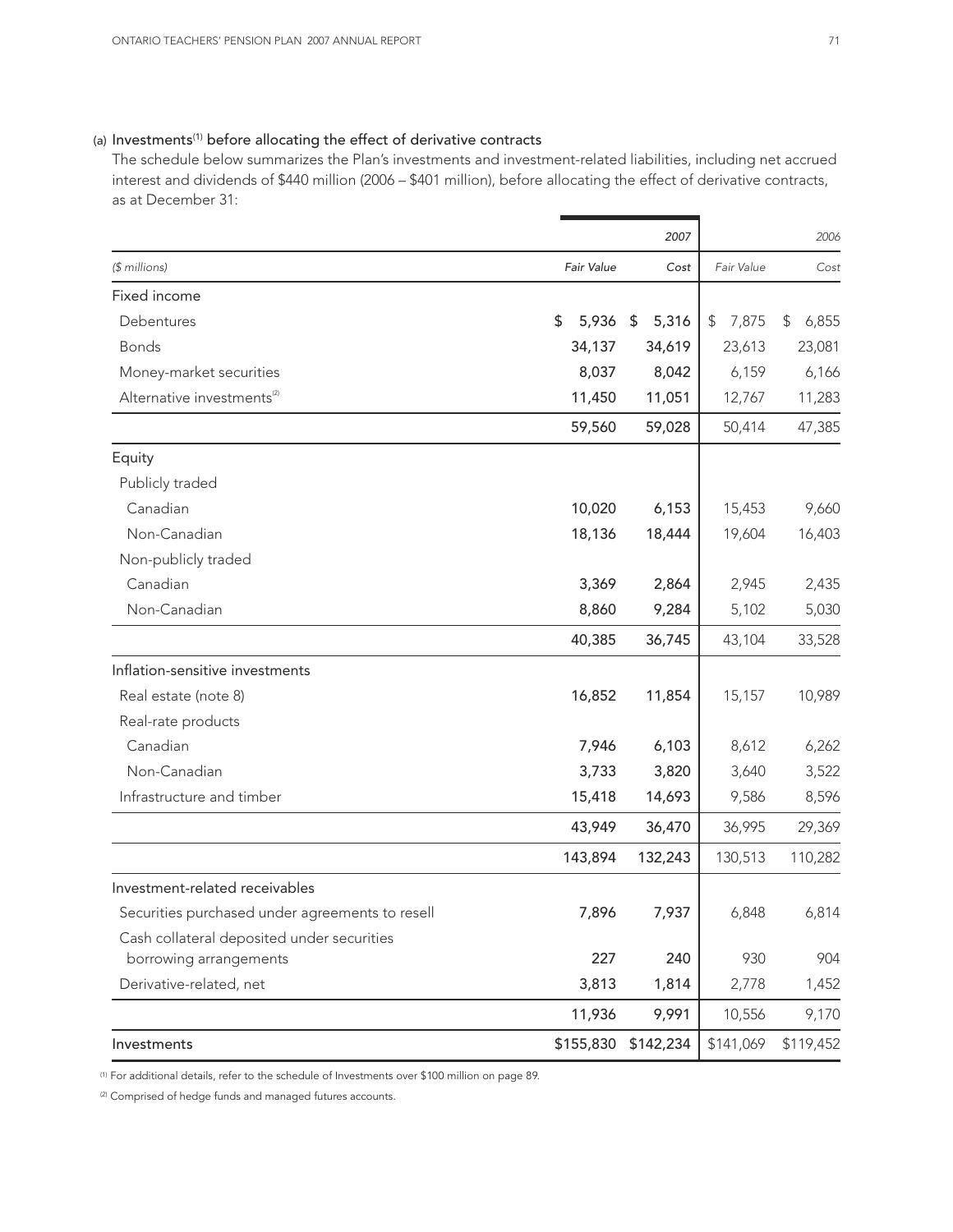### (a) Investments[1] before allocating the effect of derivative contracts

The schedule below summarizes the Plan's investments and investment-related liabilities, including net accrued interest and dividends of $440 million (2006 – $401 million), before allocating the effect of derivative contracts, as at December 31:

| | 2007 | | 2006 | |
|---|---|---|---|---|
| *($ millions)* | *Fair Value* | *Cost* | *Fair Value* | *Cost* |
| Fixed income | | | | |
| Debentures | $ 5,936 | $ 5,316 | $ 7,875 | $ 6,855 |
| Bonds | 34,137 | 34,619 | 23,613 | 23,081 |
| Money-market securities | 8,037 | 8,042 | 6,159 | 6,166 |
| Alternative investments[2] | 11,450 | 11,051 | 12,767 | 11,283 |
| | 59,560 | 59,028 | 50,414 | 47,385 |
| Equity | | | | |
| Publicly traded | | | | |
| Canadian | 10,020 | 6,153 | 15,453 | 9,660 |
| Non-Canadian | 18,136 | 18,444 | 19,604 | 16,403 |
| Non-publicly traded | | | | |
| Canadian | 3,369 | 2,864 | 2,945 | 2,435 |
| Non-Canadian | 8,860 | 9,284 | 5,102 | 5,030 |
| | 40,385 | 36,745 | 43,104 | 33,528 |
| Inflation-sensitive investments | | | | |
| Real estate (note 8) | 16,852 | 11,854 | 15,157 | 10,989 |
| Real-rate products | | | | |
| Canadian | 7,946 | 6,103 | 8,612 | 6,262 |
| Non-Canadian | 3,733 | 3,820 | 3,640 | 3,522 |
| Infrastructure and timber | 15,418 | 14,693 | 9,586 | 8,596 |
| | 43,949 | 36,470 | 36,995 | 29,369 |
| | 143,894 | 132,243 | 130,513 | 110,282 |
| Investment-related receivables | | | | |
| Securities purchased under agreements to resell | 7,896 | 7,937 | 6,848 | 6,814 |
| Cash collateral deposited under securities borrowing arrangements | 227 | 240 | 930 | 904 |
| Derivative-related, net | 3,813 | 1,814 | 2,778 | 1,452 |
| | 11,936 | 9,991 | 10,556 | 9,170 |
| Investments | $155,830 | $142,234 | $141,069 | $119,452 |

[1] For additional details, refer to the schedule of Investments over $100 million on page 89.

[2] Comprised of hedge funds and managed futures accounts.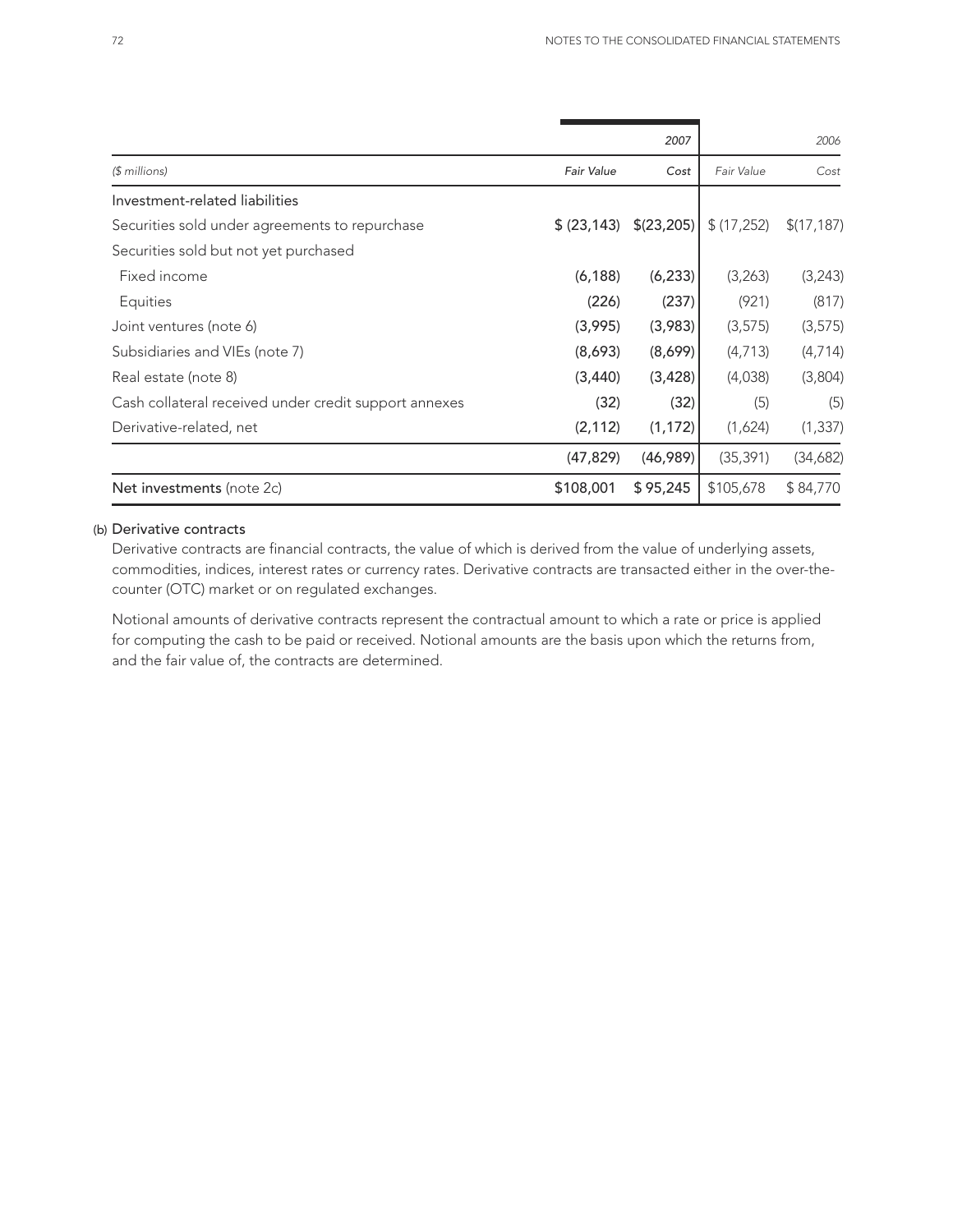| ($ millions) | 2007 Fair Value | 2007 Cost | 2006 Fair Value | 2006 Cost |
|---|---|---|---|---|
| Investment-related liabilities | | | | |
| Securities sold under agreements to repurchase | $ (23,143) | $(23,205) | $ (17,252) | $(17,187) |
| Securities sold but not yet purchased | | | | |
| Fixed income | (6,188) | (6,233) | (3,263) | (3,243) |
| Equities | (226) | (237) | (921) | (817) |
| Joint ventures (note 6) | (3,995) | (3,983) | (3,575) | (3,575) |
| Subsidiaries and VIEs (note 7) | (8,693) | (8,699) | (4,713) | (4,714) |
| Real estate (note 8) | (3,440) | (3,428) | (4,038) | (3,804) |
| Cash collateral received under credit support annexes | (32) | (32) | (5) | (5) |
| Derivative-related, net | (2,112) | (1,172) | (1,624) | (1,337) |
| | (47,829) | (46,989) | (35,391) | (34,682) |
| Net investments (note 2c) | $108,001 | $ 95,245 | $105,678 | $ 84,770 |

(b) Derivative contracts

Derivative contracts are financial contracts, the value of which is derived from the value of underlying assets, commodities, indices, interest rates or currency rates. Derivative contracts are transacted either in the over-the-counter (OTC) market or on regulated exchanges.

Notional amounts of derivative contracts represent the contractual amount to which a rate or price is applied for computing the cash to be paid or received. Notional amounts are the basis upon which the returns from, and the fair value of, the contracts are determined.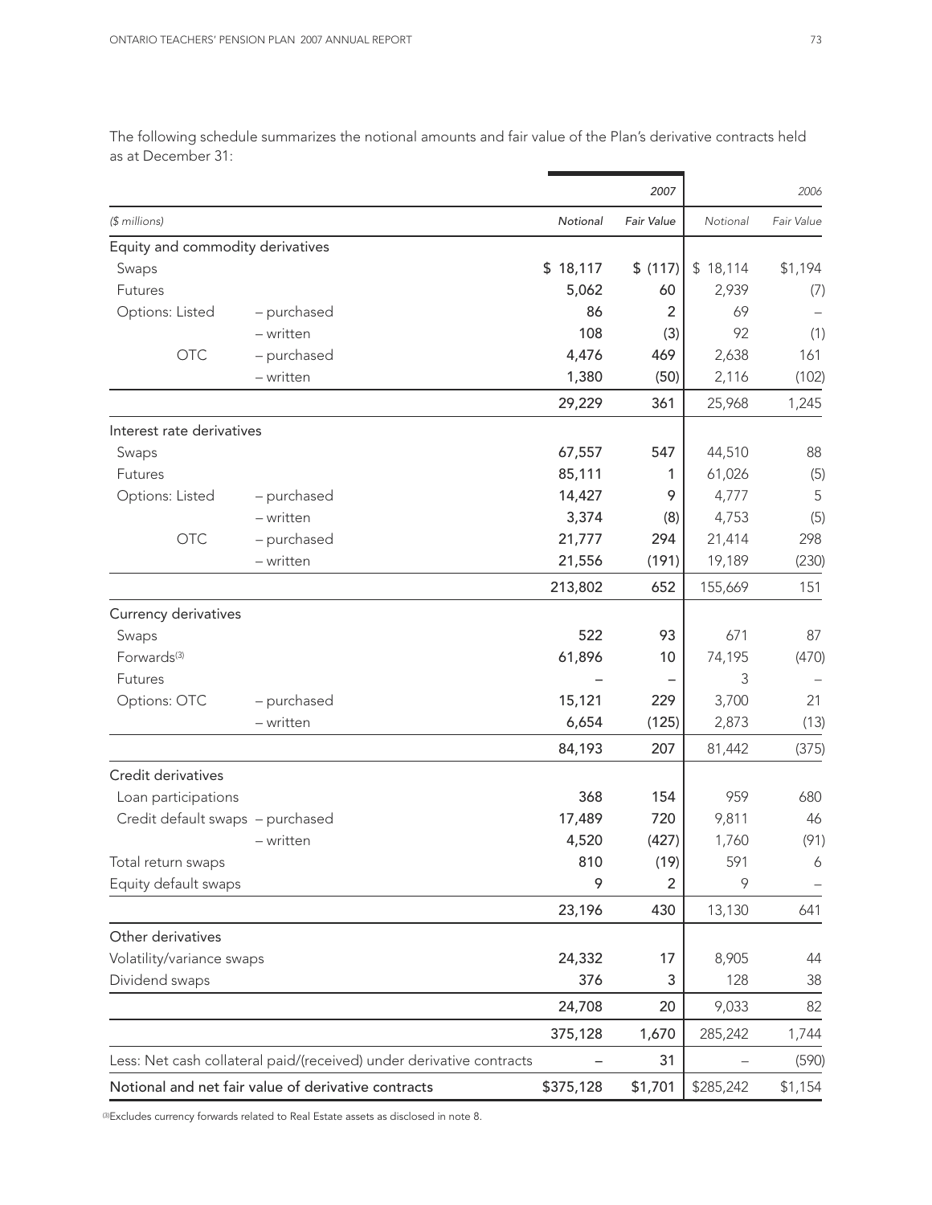The following schedule summarizes the notional amounts and fair value of the Plan's derivative contracts held as at December 31:

| | | 2007 | | 2006 | |
|---|---|---|---|---|---|
| *($ millions)* | | *Notional* | *Fair Value* | *Notional* | *Fair Value* |
| **Equity and commodity derivatives** | | | | | |
| Swaps | | $ 18,117 | $ (117) | $ 18,114 | $1,194 |
| Futures | | 5,062 | 60 | 2,939 | (7) |
| Options: Listed | – purchased | 86 | 2 | 69 | – |
| | – written | 108 | (3) | 92 | (1) |
| OTC | – purchased | 4,476 | 469 | 2,638 | 161 |
| | – written | 1,380 | (50) | 2,116 | (102) |
| | | 29,229 | 361 | 25,968 | 1,245 |
| **Interest rate derivatives** | | | | | |
| Swaps | | 67,557 | 547 | 44,510 | 88 |
| Futures | | 85,111 | 1 | 61,026 | (5) |
| Options: Listed | – purchased | 14,427 | 9 | 4,777 | 5 |
| | – written | 3,374 | (8) | 4,753 | (5) |
| OTC | – purchased | 21,777 | 294 | 21,414 | 298 |
| | – written | 21,556 | (191) | 19,189 | (230) |
| | | 213,802 | 652 | 155,669 | 151 |
| **Currency derivatives** | | | | | |
| Swaps | | 522 | 93 | 671 | 87 |
| Forwards[3] | | 61,896 | 10 | 74,195 | (470) |
| Futures | | – | – | 3 | – |
| Options: OTC | – purchased | 15,121 | 229 | 3,700 | 21 |
| | – written | 6,654 | (125) | 2,873 | (13) |
| | | 84,193 | 207 | 81,442 | (375) |
| **Credit derivatives** | | | | | |
| Loan participations | | 368 | 154 | 959 | 680 |
| Credit default swaps | – purchased | 17,489 | 720 | 9,811 | 46 |
| | – written | 4,520 | (427) | 1,760 | (91) |
| Total return swaps | | 810 | (19) | 591 | 6 |
| Equity default swaps | | 9 | 2 | 9 | – |
| | | 23,196 | 430 | 13,130 | 641 |
| **Other derivatives** | | | | | |
| Volatility/variance swaps | | 24,332 | 17 | 8,905 | 44 |
| Dividend swaps | | 376 | 3 | 128 | 38 |
| | | 24,708 | 20 | 9,033 | 82 |
| | | 375,128 | 1,670 | 285,242 | 1,744 |
| Less: Net cash collateral paid/(received) under derivative contracts | | – | 31 | – | (590) |
| **Notional and net fair value of derivative contracts** | | $375,128 | $1,701 | $285,242 | $1,154 |

[3] Excludes currency forwards related to Real Estate assets as disclosed in note 8.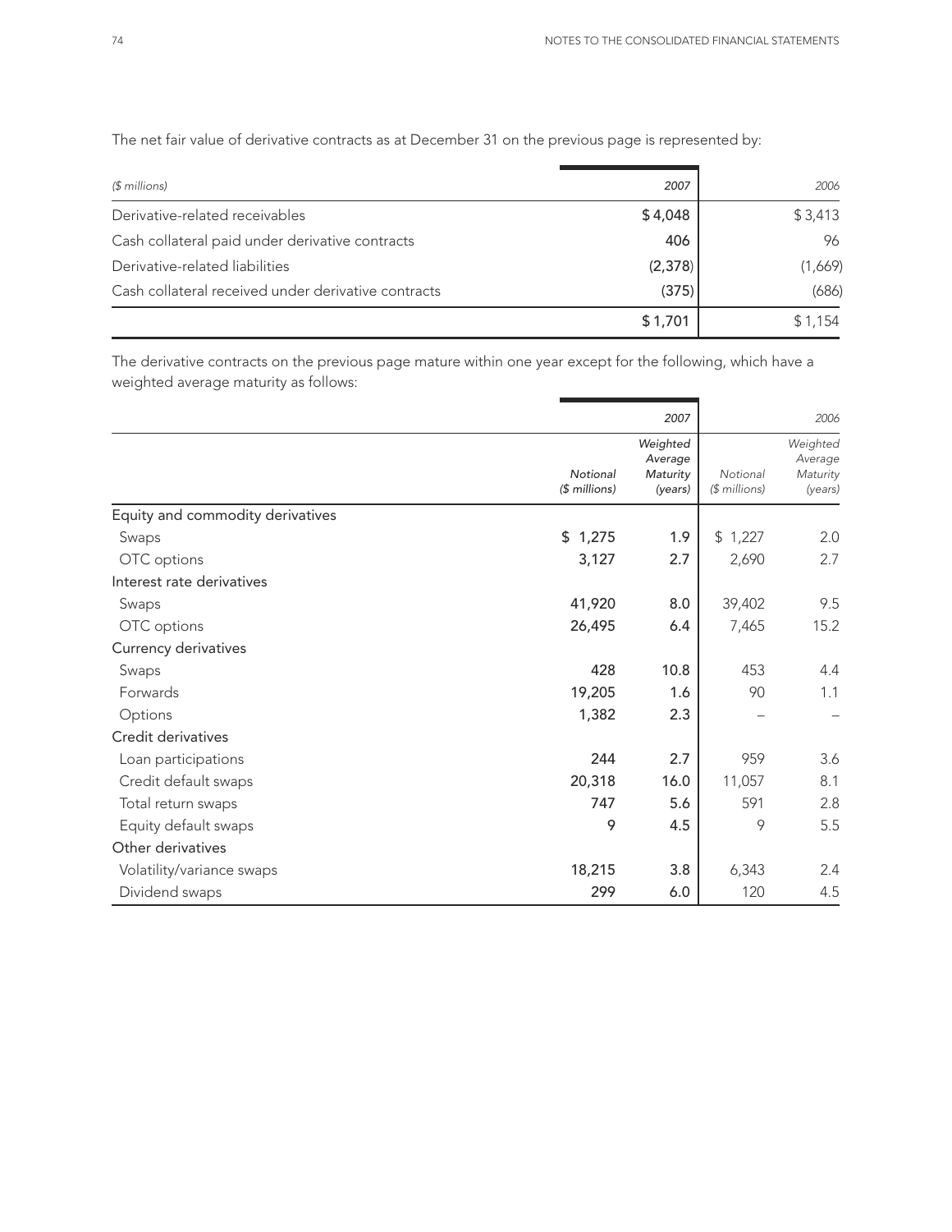The net fair value of derivative contracts as at December 31 on the previous page is represented by:

| ($ millions) | 2007 | 2006 |
|---|---|---|
| Derivative-related receivables | $ 4,048 | $ 3,413 |
| Cash collateral paid under derivative contracts | 406 | 96 |
| Derivative-related liabilities | (2,378) | (1,669) |
| Cash collateral received under derivative contracts | (375) | (686) |
| | $ 1,701 | $ 1,154 |

The derivative contracts on the previous page mature within one year except for the following, which have a weighted average maturity as follows:

| | 2007 | | 2006 | |
|---|---|---|---|---|
| | Notional ($ millions) | Weighted Average Maturity (years) | Notional ($ millions) | Weighted Average Maturity (years) |
| Equity and commodity derivatives | | | | |
| Swaps | $ 1,275 | 1.9 | $ 1,227 | 2.0 |
| OTC options | 3,127 | 2.7 | 2,690 | 2.7 |
| Interest rate derivatives | | | | |
| Swaps | 41,920 | 8.0 | 39,402 | 9.5 |
| OTC options | 26,495 | 6.4 | 7,465 | 15.2 |
| Currency derivatives | | | | |
| Swaps | 428 | 10.8 | 453 | 4.4 |
| Forwards | 19,205 | 1.6 | 90 | 1.1 |
| Options | 1,382 | 2.3 | – | – |
| Credit derivatives | | | | |
| Loan participations | 244 | 2.7 | 959 | 3.6 |
| Credit default swaps | 20,318 | 16.0 | 11,057 | 8.1 |
| Total return swaps | 747 | 5.6 | 591 | 2.8 |
| Equity default swaps | 9 | 4.5 | 9 | 5.5 |
| Other derivatives | | | | |
| Volatility/variance swaps | 18,215 | 3.8 | 6,343 | 2.4 |
| Dividend swaps | 299 | 6.0 | 120 | 4.5 |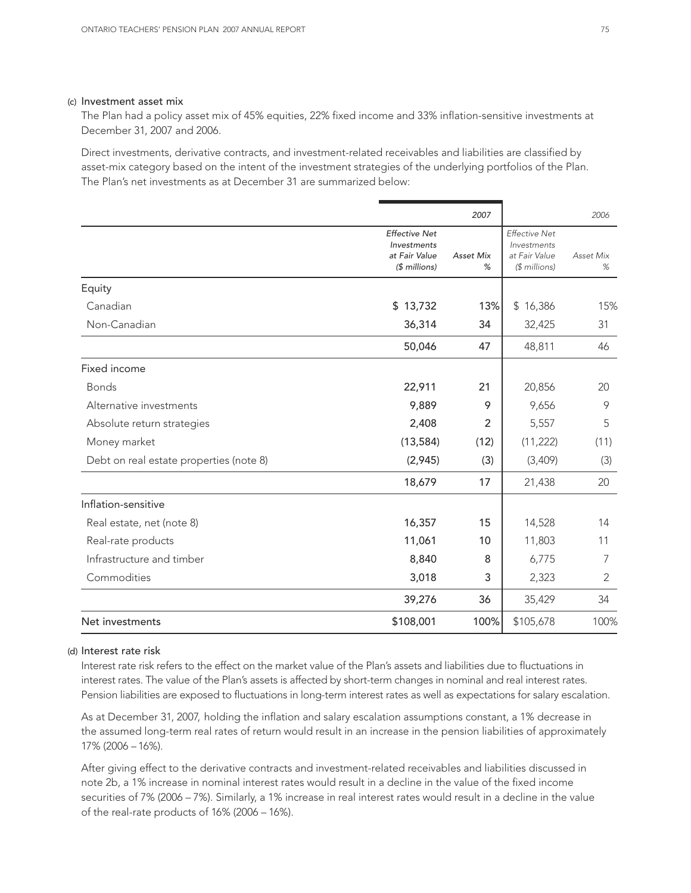(c) Investment asset mix

The Plan had a policy asset mix of 45% equities, 22% fixed income and 33% inflation-sensitive investments at December 31, 2007 and 2006.

Direct investments, derivative contracts, and investment-related receivables and liabilities are classified by asset-mix category based on the intent of the investment strategies of the underlying portfolios of the Plan. The Plan's net investments as at December 31 are summarized below:

| | 2007 | | 2006 | |
|---|---|---|---|---|
| | *Effective Net Investments at Fair Value ($ millions)* | *Asset Mix %* | *Effective Net Investments at Fair Value ($ millions)* | *Asset Mix %* |
| **Equity** | | | | |
| Canadian | $ 13,732 | 13% | $ 16,386 | 15% |
| Non-Canadian | 36,314 | 34 | 32,425 | 31 |
| | 50,046 | 47 | 48,811 | 46 |
| **Fixed income** | | | | |
| Bonds | 22,911 | 21 | 20,856 | 20 |
| Alternative investments | 9,889 | 9 | 9,656 | 9 |
| Absolute return strategies | 2,408 | 2 | 5,557 | 5 |
| Money market | (13,584) | (12) | (11,222) | (11) |
| Debt on real estate properties (note 8) | (2,945) | (3) | (3,409) | (3) |
| | 18,679 | 17 | 21,438 | 20 |
| **Inflation-sensitive** | | | | |
| Real estate, net (note 8) | 16,357 | 15 | 14,528 | 14 |
| Real-rate products | 11,061 | 10 | 11,803 | 11 |
| Infrastructure and timber | 8,840 | 8 | 6,775 | 7 |
| Commodities | 3,018 | 3 | 2,323 | 2 |
| | 39,276 | 36 | 35,429 | 34 |
| **Net investments** | $108,001 | 100% | $105,678 | 100% |

(d) Interest rate risk

Interest rate risk refers to the effect on the market value of the Plan's assets and liabilities due to fluctuations in interest rates. The value of the Plan's assets is affected by short-term changes in nominal and real interest rates. Pension liabilities are exposed to fluctuations in long-term interest rates as well as expectations for salary escalation.

As at December 31, 2007, holding the inflation and salary escalation assumptions constant, a 1% decrease in the assumed long-term real rates of return would result in an increase in the pension liabilities of approximately 17% (2006 – 16%).

After giving effect to the derivative contracts and investment-related receivables and liabilities discussed in note 2b, a 1% increase in nominal interest rates would result in a decline in the value of the fixed income securities of 7% (2006 – 7%). Similarly, a 1% increase in real interest rates would result in a decline in the value of the real-rate products of 16% (2006 – 16%).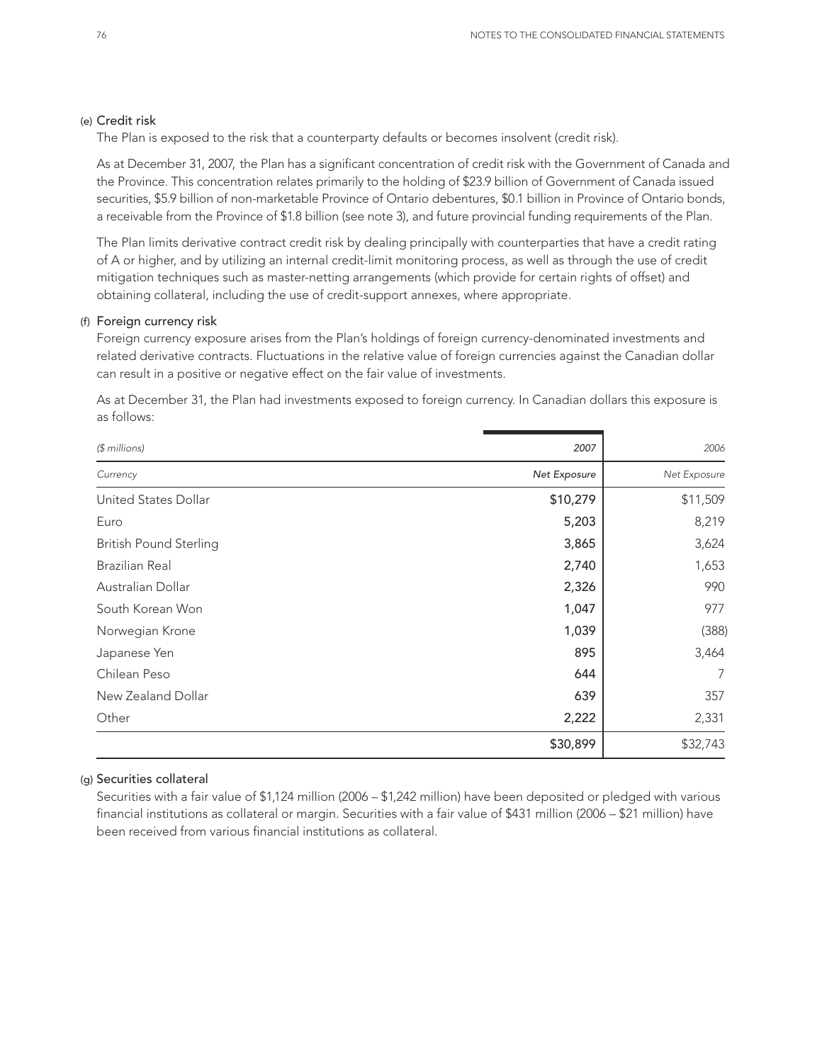### (e) Credit risk

The Plan is exposed to the risk that a counterparty defaults or becomes insolvent (credit risk).

As at December 31, 2007, the Plan has a significant concentration of credit risk with the Government of Canada and the Province. This concentration relates primarily to the holding of $23.9 billion of Government of Canada issued securities, $5.9 billion of non-marketable Province of Ontario debentures, $0.1 billion in Province of Ontario bonds, a receivable from the Province of $1.8 billion (see note 3), and future provincial funding requirements of the Plan.

The Plan limits derivative contract credit risk by dealing principally with counterparties that have a credit rating of A or higher, and by utilizing an internal credit-limit monitoring process, as well as through the use of credit mitigation techniques such as master-netting arrangements (which provide for certain rights of offset) and obtaining collateral, including the use of credit-support annexes, where appropriate.

### (f) Foreign currency risk

Foreign currency exposure arises from the Plan's holdings of foreign currency-denominated investments and related derivative contracts. Fluctuations in the relative value of foreign currencies against the Canadian dollar can result in a positive or negative effect on the fair value of investments.

As at December 31, the Plan had investments exposed to foreign currency. In Canadian dollars this exposure is as follows:

| *($ millions)* | *2007* | *2006* |
|---|---|---|
| *Currency* | *Net Exposure* | *Net Exposure* |
| United States Dollar | $10,279 | $11,509 |
| Euro | 5,203 | 8,219 |
| British Pound Sterling | 3,865 | 3,624 |
| Brazilian Real | 2,740 | 1,653 |
| Australian Dollar | 2,326 | 990 |
| South Korean Won | 1,047 | 977 |
| Norwegian Krone | 1,039 | (388) |
| Japanese Yen | 895 | 3,464 |
| Chilean Peso | 644 | 7 |
| New Zealand Dollar | 639 | 357 |
| Other | 2,222 | 2,331 |
| | $30,899 | $32,743 |

### (g) Securities collateral

Securities with a fair value of $1,124 million (2006 – $1,242 million) have been deposited or pledged with various financial institutions as collateral or margin. Securities with a fair value of $431 million (2006 – $21 million) have been received from various financial institutions as collateral.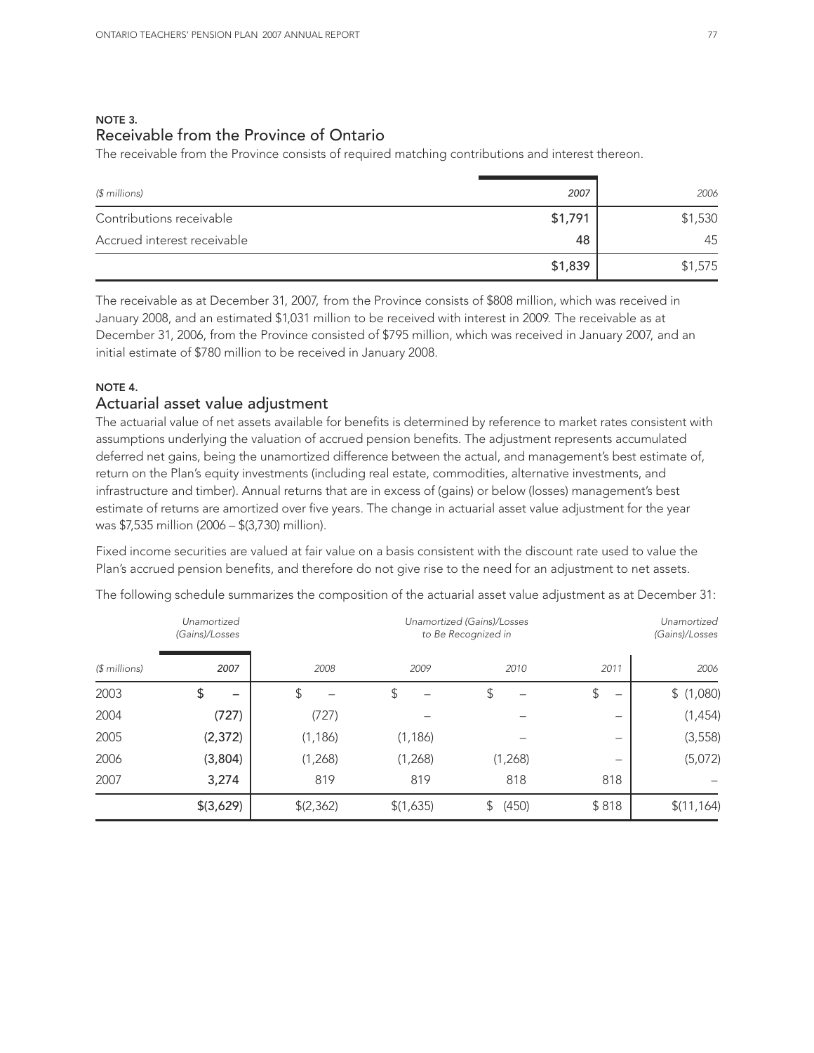## NOTE 3.
## Receivable from the Province of Ontario

The receivable from the Province consists of required matching contributions and interest thereon.

| *($ millions)* | *2007* | *2006* |
|---|---|---|
| Contributions receivable | $1,791 | $1,530 |
| Accrued interest receivable | 48 | 45 |
| | $1,839 | $1,575 |

The receivable as at December 31, 2007, from the Province consists of $808 million, which was received in January 2008, and an estimated $1,031 million to be received with interest in 2009. The receivable as at December 31, 2006, from the Province consisted of $795 million, which was received in January 2007, and an initial estimate of $780 million to be received in January 2008.

## NOTE 4.
## Actuarial asset value adjustment

The actuarial value of net assets available for benefits is determined by reference to market rates consistent with assumptions underlying the valuation of accrued pension benefits. The adjustment represents accumulated deferred net gains, being the unamortized difference between the actual, and management's best estimate of, return on the Plan's equity investments (including real estate, commodities, alternative investments, and infrastructure and timber). Annual returns that are in excess of (gains) or below (losses) management's best estimate of returns are amortized over five years. The change in actuarial asset value adjustment for the year was $7,535 million (2006 – $(3,730) million).

Fixed income securities are valued at fair value on a basis consistent with the discount rate used to value the Plan's accrued pension benefits, and therefore do not give rise to the need for an adjustment to net assets.

The following schedule summarizes the composition of the actuarial asset value adjustment as at December 31:

| | *Unamortized (Gains)/Losses* | *Unamortized (Gains)/Losses to Be Recognized in* | | | | *Unamortized (Gains)/Losses* |
|---|---|---|---|---|---|---|
| *($ millions)* | *2007* | *2008* | *2009* | *2010* | *2011* | *2006* |
| 2003 | $ – | $ – | $ – | $ – | $ – | $ (1,080) |
| 2004 | (727) | (727) | – | – | – | (1,454) |
| 2005 | (2,372) | (1,186) | (1,186) | – | – | (3,558) |
| 2006 | (3,804) | (1,268) | (1,268) | (1,268) | – | (5,072) |
| 2007 | 3,274 | 819 | 819 | 818 | 818 | – |
| | $(3,629) | $(2,362) | $(1,635) | $ (450) | $ 818 | $(11,164) |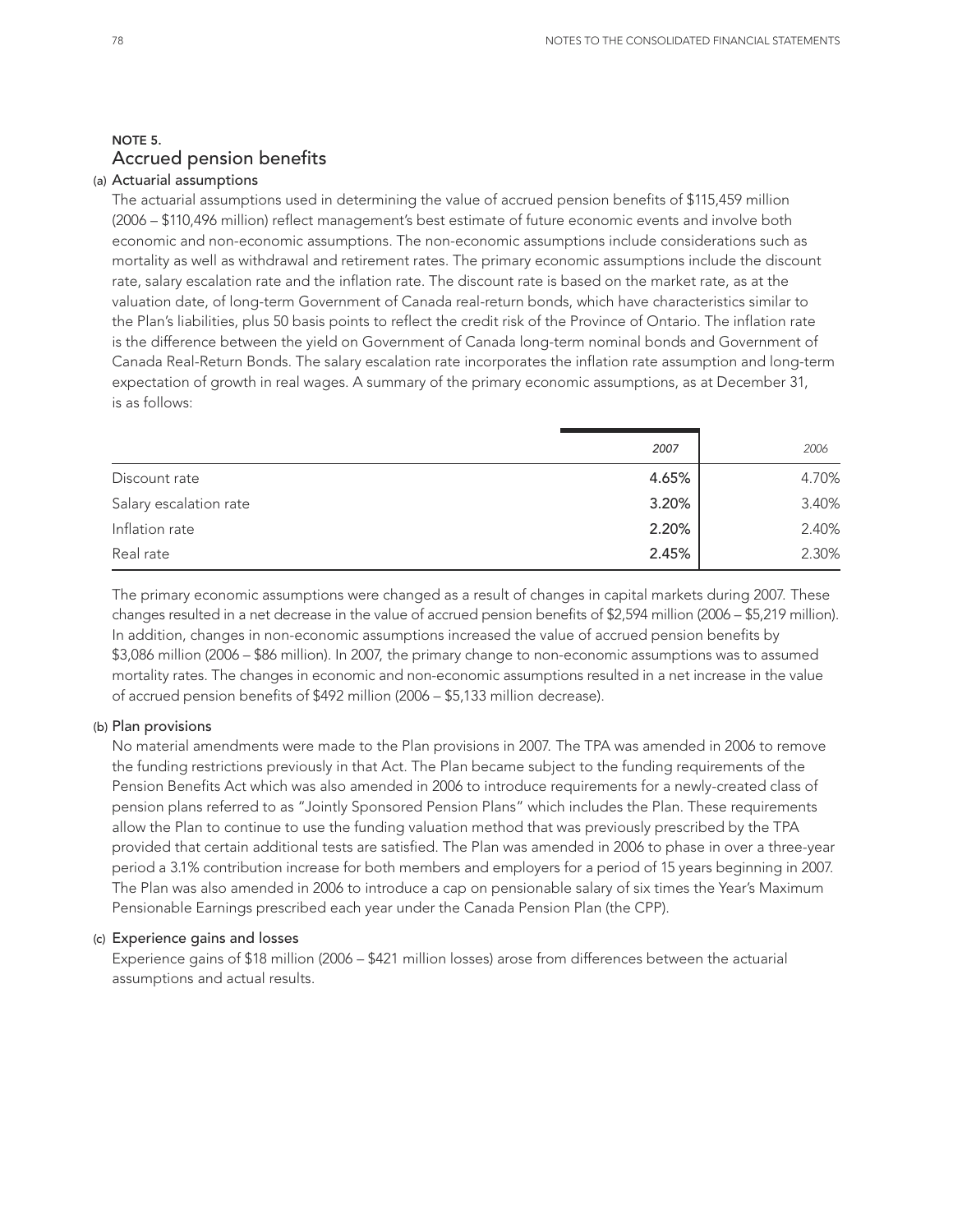## NOTE 5.
## Accrued pension benefits

### (a) Actuarial assumptions

The actuarial assumptions used in determining the value of accrued pension benefits of $115,459 million (2006 – $110,496 million) reflect management's best estimate of future economic events and involve both economic and non-economic assumptions. The non-economic assumptions include considerations such as mortality as well as withdrawal and retirement rates. The primary economic assumptions include the discount rate, salary escalation rate and the inflation rate. The discount rate is based on the market rate, as at the valuation date, of long-term Government of Canada real-return bonds, which have characteristics similar to the Plan's liabilities, plus 50 basis points to reflect the credit risk of the Province of Ontario. The inflation rate is the difference between the yield on Government of Canada long-term nominal bonds and Government of Canada Real-Return Bonds. The salary escalation rate incorporates the inflation rate assumption and long-term expectation of growth in real wages. A summary of the primary economic assumptions, as at December 31, is as follows:

| | *2007* | *2006* |
|---|---|---|
| Discount rate | **4.65%** | 4.70% |
| Salary escalation rate | **3.20%** | 3.40% |
| Inflation rate | **2.20%** | 2.40% |
| Real rate | **2.45%** | 2.30% |

The primary economic assumptions were changed as a result of changes in capital markets during 2007. These changes resulted in a net decrease in the value of accrued pension benefits of $2,594 million (2006 – $5,219 million). In addition, changes in non-economic assumptions increased the value of accrued pension benefits by $3,086 million (2006 – $86 million). In 2007, the primary change to non-economic assumptions was to assumed mortality rates. The changes in economic and non-economic assumptions resulted in a net increase in the value of accrued pension benefits of $492 million (2006 – $5,133 million decrease).

### (b) Plan provisions

No material amendments were made to the Plan provisions in 2007. The TPA was amended in 2006 to remove the funding restrictions previously in that Act. The Plan became subject to the funding requirements of the Pension Benefits Act which was also amended in 2006 to introduce requirements for a newly-created class of pension plans referred to as "Jointly Sponsored Pension Plans" which includes the Plan. These requirements allow the Plan to continue to use the funding valuation method that was previously prescribed by the TPA provided that certain additional tests are satisfied. The Plan was amended in 2006 to phase in over a three-year period a 3.1% contribution increase for both members and employers for a period of 15 years beginning in 2007. The Plan was also amended in 2006 to introduce a cap on pensionable salary of six times the Year's Maximum Pensionable Earnings prescribed each year under the Canada Pension Plan (the CPP).

### (c) Experience gains and losses

Experience gains of $18 million (2006 – $421 million losses) arose from differences between the actuarial assumptions and actual results.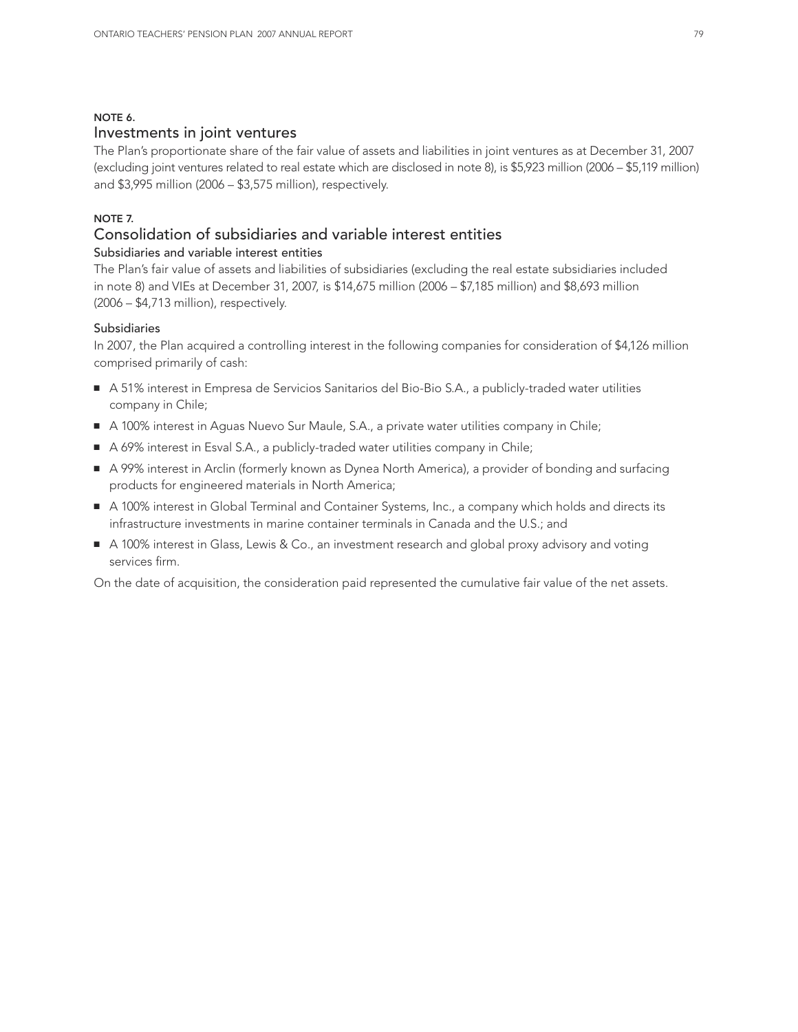**NOTE 6.**

## Investments in joint ventures

The Plan's proportionate share of the fair value of assets and liabilities in joint ventures as at December 31, 2007 (excluding joint ventures related to real estate which are disclosed in note 8), is $5,923 million (2006 – $5,119 million) and $3,995 million (2006 – $3,575 million), respectively.

**NOTE 7.**

## Consolidation of subsidiaries and variable interest entities

### Subsidiaries and variable interest entities

The Plan's fair value of assets and liabilities of subsidiaries (excluding the real estate subsidiaries included in note 8) and VIEs at December 31, 2007, is $14,675 million (2006 – $7,185 million) and $8,693 million (2006 – $4,713 million), respectively.

### Subsidiaries

In 2007, the Plan acquired a controlling interest in the following companies for consideration of $4,126 million comprised primarily of cash:

- A 51% interest in Empresa de Servicios Sanitarios del Bio-Bio S.A., a publicly-traded water utilities company in Chile;
- A 100% interest in Aguas Nuevo Sur Maule, S.A., a private water utilities company in Chile;
- A 69% interest in Esval S.A., a publicly-traded water utilities company in Chile;
- A 99% interest in Arclin (formerly known as Dynea North America), a provider of bonding and surfacing products for engineered materials in North America;
- A 100% interest in Global Terminal and Container Systems, Inc., a company which holds and directs its infrastructure investments in marine container terminals in Canada and the U.S.; and
- A 100% interest in Glass, Lewis & Co., an investment research and global proxy advisory and voting services firm.

On the date of acquisition, the consideration paid represented the cumulative fair value of the net assets.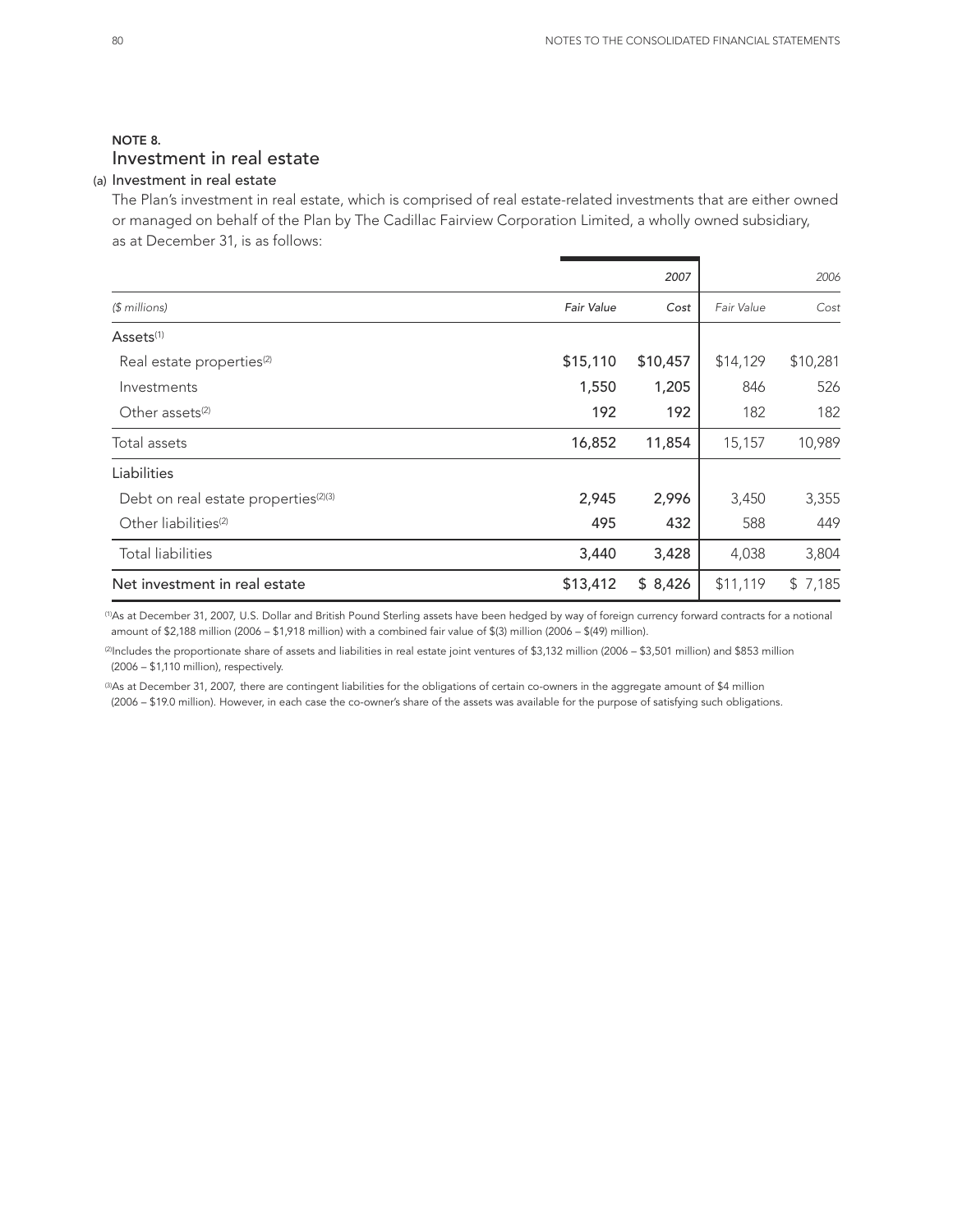## NOTE 8.

## Investment in real estate

### (a) Investment in real estate

The Plan's investment in real estate, which is comprised of real estate-related investments that are either owned or managed on behalf of the Plan by The Cadillac Fairview Corporation Limited, a wholly owned subsidiary, as at December 31, is as follows:

| | 2007 | | 2006 | |
|---|---|---|---|---|
| *($ millions)* | *Fair Value* | *Cost* | *Fair Value* | *Cost* |
| Assets[(1)] | | | | |
| Real estate properties[(2)] | $15,110 | $10,457 | $14,129 | $10,281 |
| Investments | 1,550 | 1,205 | 846 | 526 |
| Other assets[(2)] | 192 | 192 | 182 | 182 |
| Total assets | 16,852 | 11,854 | 15,157 | 10,989 |
| Liabilities | | | | |
| Debt on real estate properties[(2)(3)] | 2,945 | 2,996 | 3,450 | 3,355 |
| Other liabilities[(2)] | 495 | 432 | 588 | 449 |
| Total liabilities | 3,440 | 3,428 | 4,038 | 3,804 |
| Net investment in real estate | $13,412 | $ 8,426 | $11,119 | $ 7,185 |

(1) As at December 31, 2007, U.S. Dollar and British Pound Sterling assets have been hedged by way of foreign currency forward contracts for a notional amount of $2,188 million (2006 – $1,918 million) with a combined fair value of $(3) million (2006 – $(49) million).

(2) Includes the proportionate share of assets and liabilities in real estate joint ventures of $3,132 million (2006 – $3,501 million) and $853 million (2006 – $1,110 million), respectively.

(3) As at December 31, 2007, there are contingent liabilities for the obligations of certain co-owners in the aggregate amount of $4 million (2006 – $19.0 million). However, in each case the co-owner's share of the assets was available for the purpose of satisfying such obligations.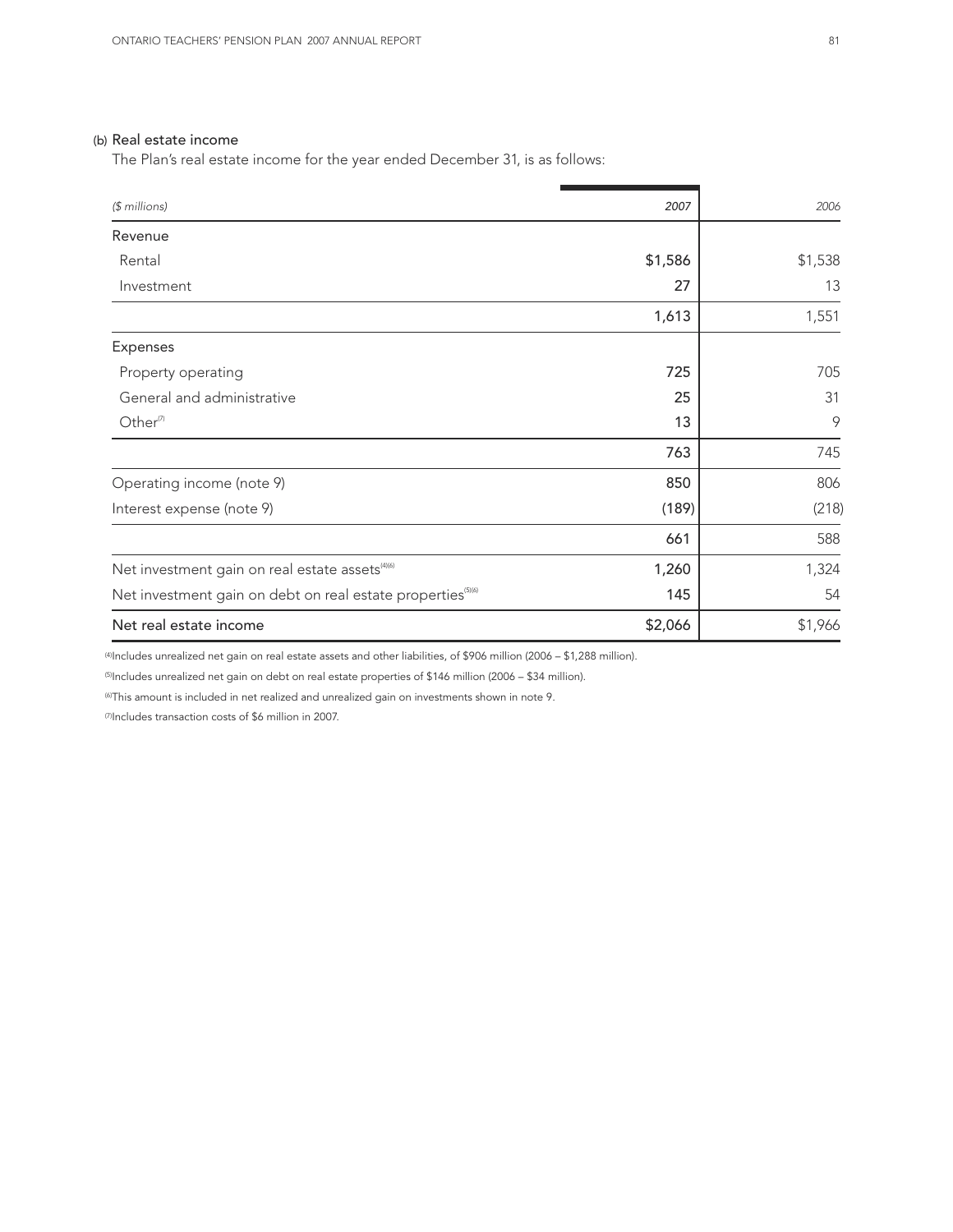### (b) Real estate income

The Plan's real estate income for the year ended December 31, is as follows:

| *($ millions)* | *2007* | *2006* |
|---|---|---|
| Revenue | | |
| Rental | $1,586 | $1,538 |
| Investment | 27 | 13 |
| | 1,613 | 1,551 |
| Expenses | | |
| Property operating | 725 | 705 |
| General and administrative | 25 | 31 |
| Other[7] | 13 | 9 |
| | 763 | 745 |
| Operating income (note 9) | 850 | 806 |
| Interest expense (note 9) | (189) | (218) |
| | 661 | 588 |
| Net investment gain on real estate assets[4][6] | 1,260 | 1,324 |
| Net investment gain on debt on real estate properties[5][6] | 145 | 54 |
| Net real estate income | $2,066 | $1,966 |

[4]Includes unrealized net gain on real estate assets and other liabilities, of $906 million (2006 – $1,288 million).

[5]Includes unrealized net gain on debt on real estate properties of $146 million (2006 – $34 million).

[6]This amount is included in net realized and unrealized gain on investments shown in note 9.

[7]Includes transaction costs of $6 million in 2007.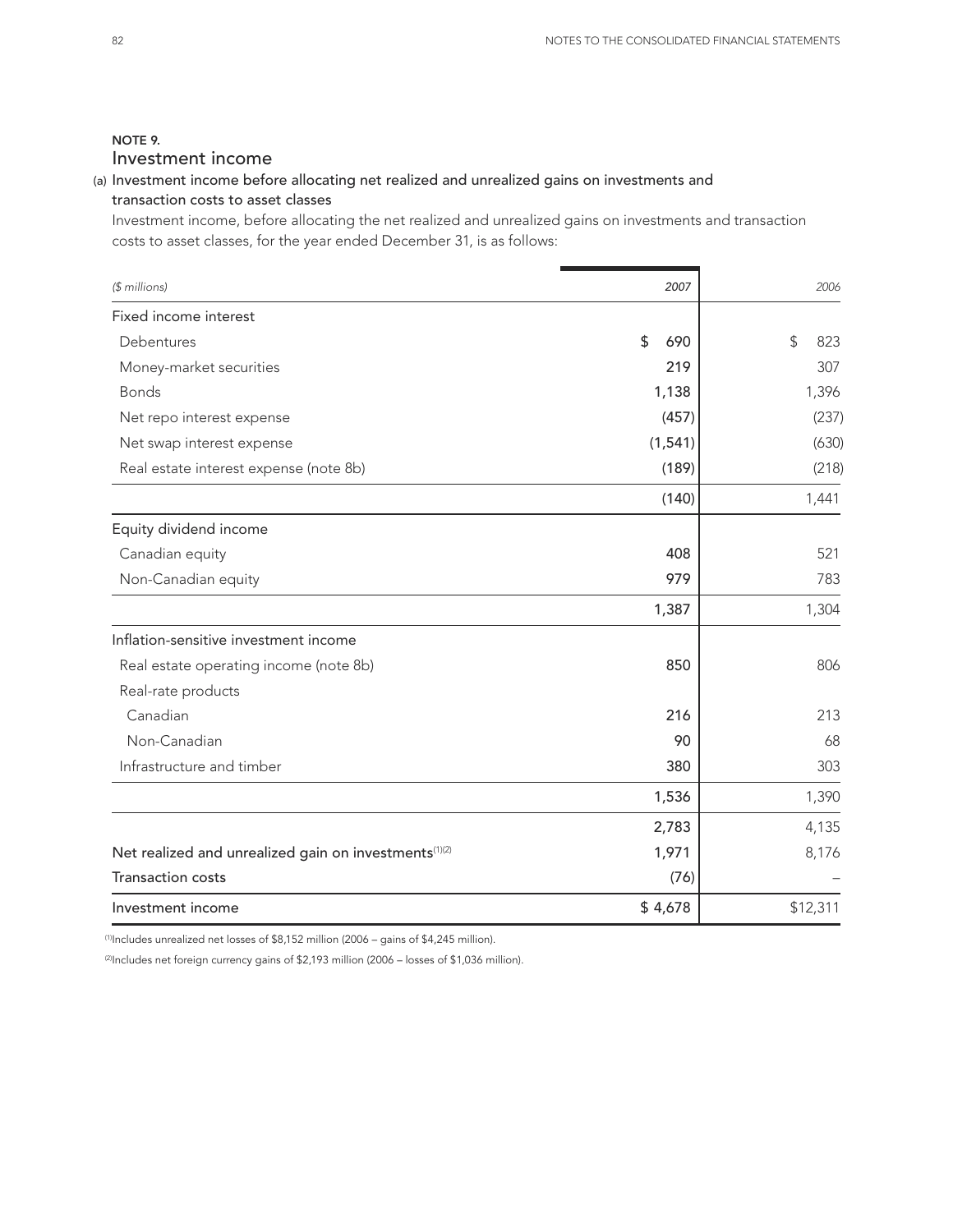## NOTE 9.
## Investment income

### (a) Investment income before allocating net realized and unrealized gains on investments and transaction costs to asset classes

Investment income, before allocating the net realized and unrealized gains on investments and transaction costs to asset classes, for the year ended December 31, is as follows:

| *($ millions)* | *2007* | *2006* |
|---|---|---|
| Fixed income interest | | |
| Debentures | $ 690 | $ 823 |
| Money-market securities | 219 | 307 |
| Bonds | 1,138 | 1,396 |
| Net repo interest expense | (457) | (237) |
| Net swap interest expense | (1,541) | (630) |
| Real estate interest expense (note 8b) | (189) | (218) |
| | (140) | 1,441 |
| Equity dividend income | | |
| Canadian equity | 408 | 521 |
| Non-Canadian equity | 979 | 783 |
| | 1,387 | 1,304 |
| Inflation-sensitive investment income | | |
| Real estate operating income (note 8b) | 850 | 806 |
| Real-rate products | | |
| Canadian | 216 | 213 |
| Non-Canadian | 90 | 68 |
| Infrastructure and timber | 380 | 303 |
| | 1,536 | 1,390 |
| | 2,783 | 4,135 |
| Net realized and unrealized gain on investments[1][2] | 1,971 | 8,176 |
| Transaction costs | (76) | – |
| Investment income | $ 4,678 | $12,311 |

[1] Includes unrealized net losses of $8,152 million (2006 – gains of $4,245 million).

[2] Includes net foreign currency gains of $2,193 million (2006 – losses of $1,036 million).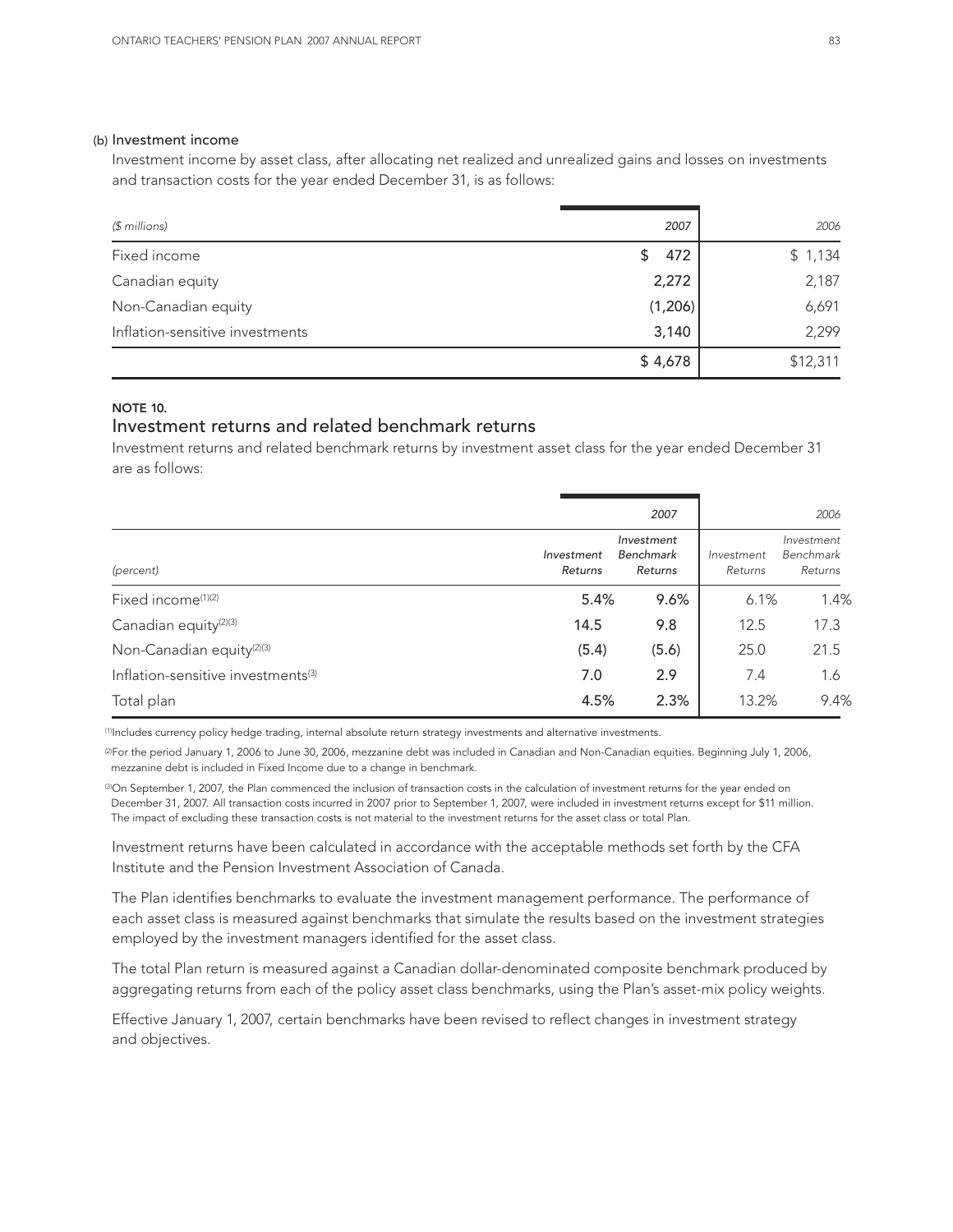(b) Investment income

Investment income by asset class, after allocating net realized and unrealized gains and losses on investments and transaction costs for the year ended December 31, is as follows:

| *($ millions)* | *2007* | *2006* |
|---|---|---|
| Fixed income | $ 472 | $ 1,134 |
| Canadian equity | 2,272 | 2,187 |
| Non-Canadian equity | (1,206) | 6,691 |
| Inflation-sensitive investments | 3,140 | 2,299 |
| | $ 4,678 | $12,311 |

**NOTE 10.**

## Investment returns and related benchmark returns

Investment returns and related benchmark returns by investment asset class for the year ended December 31 are as follows:

| | *2007* | | *2006* | |
|---|---|---|---|---|
| *(percent)* | *Investment Returns* | *Investment Benchmark Returns* | *Investment Returns* | *Investment Benchmark Returns* |
| Fixed income[1][2] | 5.4% | 9.6% | 6.1% | 1.4% |
| Canadian equity[2][3] | 14.5 | 9.8 | 12.5 | 17.3 |
| Non-Canadian equity[2][3] | (5.4) | (5.6) | 25.0 | 21.5 |
| Inflation-sensitive investments[3] | 7.0 | 2.9 | 7.4 | 1.6 |
| Total plan | 4.5% | 2.3% | 13.2% | 9.4% |

[1] Includes currency policy hedge trading, internal absolute return strategy investments and alternative investments.

[2] For the period January 1, 2006 to June 30, 2006, mezzanine debt was included in Canadian and Non-Canadian equities. Beginning July 1, 2006, mezzanine debt is included in Fixed Income due to a change in benchmark.

[3] On September 1, 2007, the Plan commenced the inclusion of transaction costs in the calculation of investment returns for the year ended on December 31, 2007. All transaction costs incurred in 2007 prior to September 1, 2007, were included in investment returns except for $11 million. The impact of excluding these transaction costs is not material to the investment returns for the asset class or total Plan.

Investment returns have been calculated in accordance with the acceptable methods set forth by the CFA Institute and the Pension Investment Association of Canada.

The Plan identifies benchmarks to evaluate the investment management performance. The performance of each asset class is measured against benchmarks that simulate the results based on the investment strategies employed by the investment managers identified for the asset class.

The total Plan return is measured against a Canadian dollar-denominated composite benchmark produced by aggregating returns from each of the policy asset class benchmarks, using the Plan's asset-mix policy weights.

Effective January 1, 2007, certain benchmarks have been revised to reflect changes in investment strategy and objectives.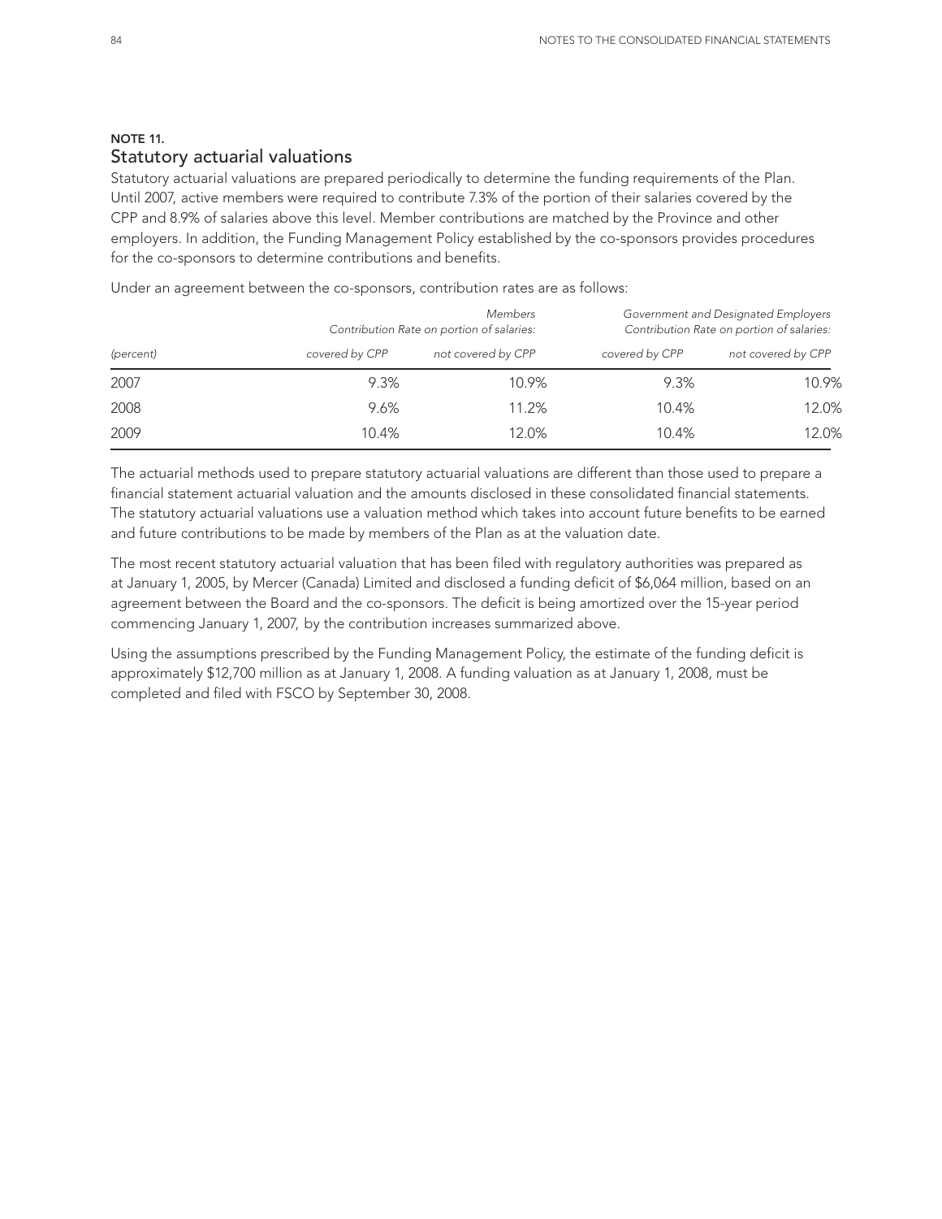## NOTE 11.
## Statutory actuarial valuations

Statutory actuarial valuations are prepared periodically to determine the funding requirements of the Plan. Until 2007, active members were required to contribute 7.3% of the portion of their salaries covered by the CPP and 8.9% of salaries above this level. Member contributions are matched by the Province and other employers. In addition, the Funding Management Policy established by the co-sponsors provides procedures for the co-sponsors to determine contributions and benefits.

Under an agreement between the co-sponsors, contribution rates are as follows:

| | *Members Contribution Rate on portion of salaries:* | | *Government and Designated Employers Contribution Rate on portion of salaries:* | |
|---|---|---|---|---|
| *(percent)* | *covered by CPP* | *not covered by CPP* | *covered by CPP* | *not covered by CPP* |
| 2007 | 9.3% | 10.9% | 9.3% | 10.9% |
| 2008 | 9.6% | 11.2% | 10.4% | 12.0% |
| 2009 | 10.4% | 12.0% | 10.4% | 12.0% |

The actuarial methods used to prepare statutory actuarial valuations are different than those used to prepare a financial statement actuarial valuation and the amounts disclosed in these consolidated financial statements. The statutory actuarial valuations use a valuation method which takes into account future benefits to be earned and future contributions to be made by members of the Plan as at the valuation date.

The most recent statutory actuarial valuation that has been filed with regulatory authorities was prepared as at January 1, 2005, by Mercer (Canada) Limited and disclosed a funding deficit of $6,064 million, based on an agreement between the Board and the co-sponsors. The deficit is being amortized over the 15-year period commencing January 1, 2007, by the contribution increases summarized above.

Using the assumptions prescribed by the Funding Management Policy, the estimate of the funding deficit is approximately $12,700 million as at January 1, 2008. A funding valuation as at January 1, 2008, must be completed and filed with FSCO by September 30, 2008.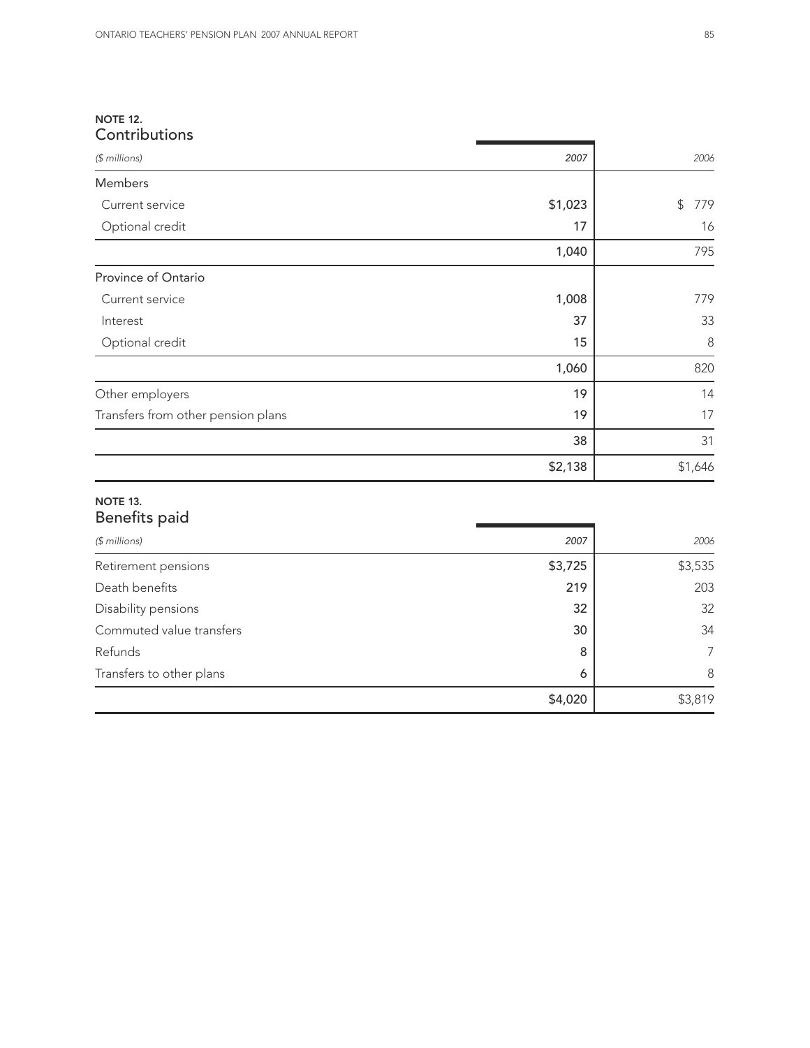## NOTE 12. Contributions

| ($ millions) | 2007 | 2006 |
|---|---|---|
| Members | | |
| Current service | $1,023 | $ 779 |
| Optional credit | 17 | 16 |
| | 1,040 | 795 |
| Province of Ontario | | |
| Current service | 1,008 | 779 |
| Interest | 37 | 33 |
| Optional credit | 15 | 8 |
| | 1,060 | 820 |
| Other employers | 19 | 14 |
| Transfers from other pension plans | 19 | 17 |
| | 38 | 31 |
| | $2,138 | $1,646 |

## NOTE 13. Benefits paid

| ($ millions) | 2007 | 2006 |
|---|---|---|
| Retirement pensions | $3,725 | $3,535 |
| Death benefits | 219 | 203 |
| Disability pensions | 32 | 32 |
| Commuted value transfers | 30 | 34 |
| Refunds | 8 | 7 |
| Transfers to other plans | 6 | 8 |
| | $4,020 | $3,819 |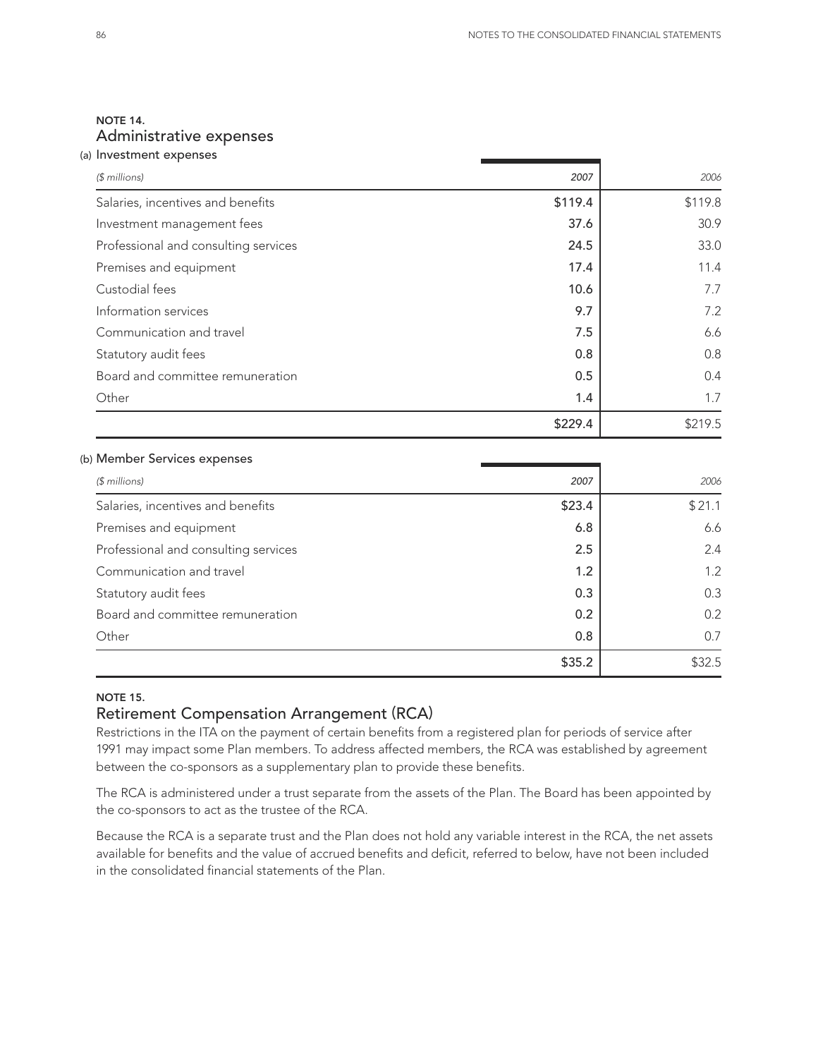## NOTE 14.
## Administrative expenses

### (a) Investment expenses

| *($ millions)* | *2007* | *2006* |
|---|---|---|
| Salaries, incentives and benefits | $119.4 | $119.8 |
| Investment management fees | 37.6 | 30.9 |
| Professional and consulting services | 24.5 | 33.0 |
| Premises and equipment | 17.4 | 11.4 |
| Custodial fees | 10.6 | 7.7 |
| Information services | 9.7 | 7.2 |
| Communication and travel | 7.5 | 6.6 |
| Statutory audit fees | 0.8 | 0.8 |
| Board and committee remuneration | 0.5 | 0.4 |
| Other | 1.4 | 1.7 |
| | $229.4 | $219.5 |

### (b) Member Services expenses

| *($ millions)* | *2007* | *2006* |
|---|---|---|
| Salaries, incentives and benefits | $23.4 | $21.1 |
| Premises and equipment | 6.8 | 6.6 |
| Professional and consulting services | 2.5 | 2.4 |
| Communication and travel | 1.2 | 1.2 |
| Statutory audit fees | 0.3 | 0.3 |
| Board and committee remuneration | 0.2 | 0.2 |
| Other | 0.8 | 0.7 |
| | $35.2 | $32.5 |

## NOTE 15.
## Retirement Compensation Arrangement (RCA)

Restrictions in the ITA on the payment of certain benefits from a registered plan for periods of service after 1991 may impact some Plan members. To address affected members, the RCA was established by agreement between the co-sponsors as a supplementary plan to provide these benefits.

The RCA is administered under a trust separate from the assets of the Plan. The Board has been appointed by the co-sponsors to act as the trustee of the RCA.

Because the RCA is a separate trust and the Plan does not hold any variable interest in the RCA, the net assets available for benefits and the value of accrued benefits and deficit, referred to below, have not been included in the consolidated financial statements of the Plan.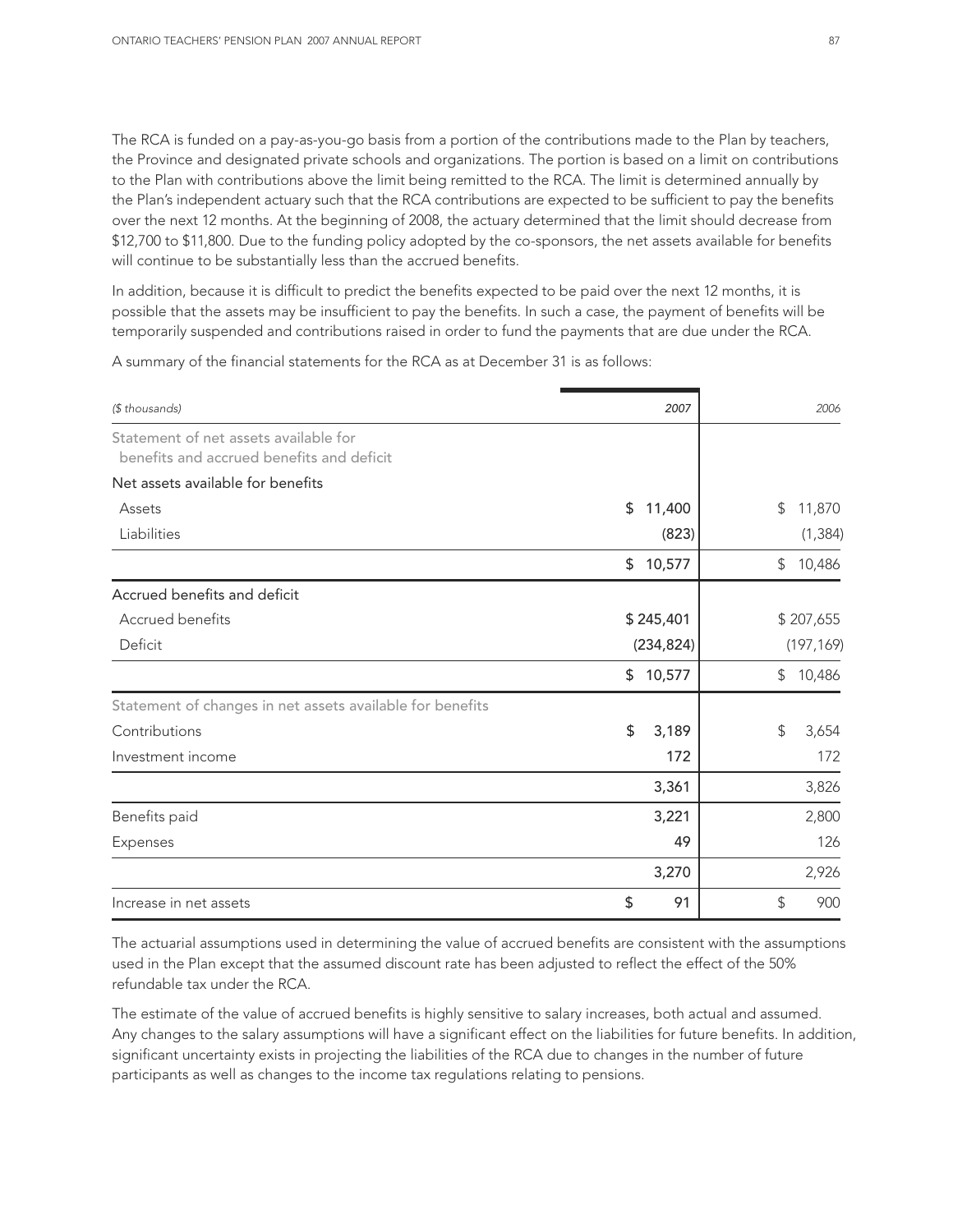The RCA is funded on a pay-as-you-go basis from a portion of the contributions made to the Plan by teachers, the Province and designated private schools and organizations. The portion is based on a limit on contributions to the Plan with contributions above the limit being remitted to the RCA. The limit is determined annually by the Plan's independent actuary such that the RCA contributions are expected to be sufficient to pay the benefits over the next 12 months. At the beginning of 2008, the actuary determined that the limit should decrease from $12,700 to $11,800. Due to the funding policy adopted by the co-sponsors, the net assets available for benefits will continue to be substantially less than the accrued benefits.

In addition, because it is difficult to predict the benefits expected to be paid over the next 12 months, it is possible that the assets may be insufficient to pay the benefits. In such a case, the payment of benefits will be temporarily suspended and contributions raised in order to fund the payments that are due under the RCA.

A summary of the financial statements for the RCA as at December 31 is as follows:

| *($ thousands)* | *2007* | *2006* |
|---|---|---|
| Statement of net assets available for benefits and accrued benefits and deficit | | |
| Net assets available for benefits | | |
| Assets | $ 11,400 | $ 11,870 |
| Liabilities | (823) | (1,384) |
| | $ 10,577 | $ 10,486 |
| Accrued benefits and deficit | | |
| Accrued benefits | $ 245,401 | $ 207,655 |
| Deficit | (234,824) | (197,169) |
| | $ 10,577 | $ 10,486 |
| Statement of changes in net assets available for benefits | | |
| Contributions | $ 3,189 | $ 3,654 |
| Investment income | 172 | 172 |
| | 3,361 | 3,826 |
| Benefits paid | 3,221 | 2,800 |
| Expenses | 49 | 126 |
| | 3,270 | 2,926 |
| Increase in net assets | $ 91 | $ 900 |

The actuarial assumptions used in determining the value of accrued benefits are consistent with the assumptions used in the Plan except that the assumed discount rate has been adjusted to reflect the effect of the 50% refundable tax under the RCA.

The estimate of the value of accrued benefits is highly sensitive to salary increases, both actual and assumed. Any changes to the salary assumptions will have a significant effect on the liabilities for future benefits. In addition, significant uncertainty exists in projecting the liabilities of the RCA due to changes in the number of future participants as well as changes to the income tax regulations relating to pensions.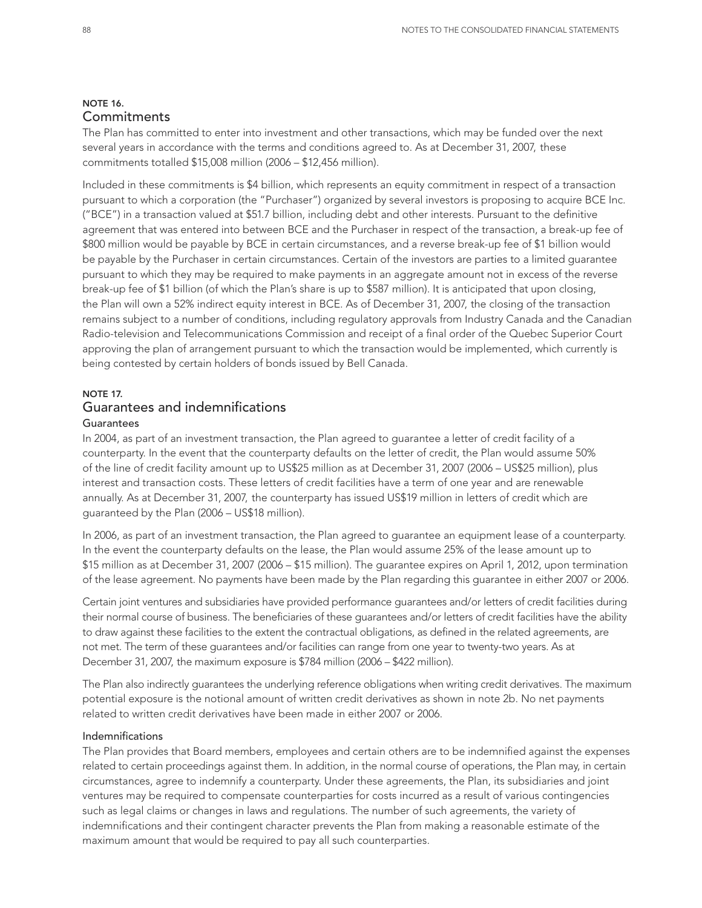## NOTE 16.
## Commitments

The Plan has committed to enter into investment and other transactions, which may be funded over the next several years in accordance with the terms and conditions agreed to. As at December 31, 2007, these commitments totalled $15,008 million (2006 – $12,456 million).

Included in these commitments is $4 billion, which represents an equity commitment in respect of a transaction pursuant to which a corporation (the "Purchaser") organized by several investors is proposing to acquire BCE Inc. ("BCE") in a transaction valued at $51.7 billion, including debt and other interests. Pursuant to the definitive agreement that was entered into between BCE and the Purchaser in respect of the transaction, a break-up fee of $800 million would be payable by BCE in certain circumstances, and a reverse break-up fee of $1 billion would be payable by the Purchaser in certain circumstances. Certain of the investors are parties to a limited guarantee pursuant to which they may be required to make payments in an aggregate amount not in excess of the reverse break-up fee of $1 billion (of which the Plan's share is up to $587 million). It is anticipated that upon closing, the Plan will own a 52% indirect equity interest in BCE. As of December 31, 2007, the closing of the transaction remains subject to a number of conditions, including regulatory approvals from Industry Canada and the Canadian Radio-television and Telecommunications Commission and receipt of a final order of the Quebec Superior Court approving the plan of arrangement pursuant to which the transaction would be implemented, which currently is being contested by certain holders of bonds issued by Bell Canada.

## NOTE 17.
## Guarantees and indemnifications

### Guarantees

In 2004, as part of an investment transaction, the Plan agreed to guarantee a letter of credit facility of a counterparty. In the event that the counterparty defaults on the letter of credit, the Plan would assume 50% of the line of credit facility amount up to US$25 million as at December 31, 2007 (2006 – US$25 million), plus interest and transaction costs. These letters of credit facilities have a term of one year and are renewable annually. As at December 31, 2007, the counterparty has issued US$19 million in letters of credit which are guaranteed by the Plan (2006 – US$18 million).

In 2006, as part of an investment transaction, the Plan agreed to guarantee an equipment lease of a counterparty. In the event the counterparty defaults on the lease, the Plan would assume 25% of the lease amount up to $15 million as at December 31, 2007 (2006 – $15 million). The guarantee expires on April 1, 2012, upon termination of the lease agreement. No payments have been made by the Plan regarding this guarantee in either 2007 or 2006.

Certain joint ventures and subsidiaries have provided performance guarantees and/or letters of credit facilities during their normal course of business. The beneficiaries of these guarantees and/or letters of credit facilities have the ability to draw against these facilities to the extent the contractual obligations, as defined in the related agreements, are not met. The term of these guarantees and/or facilities can range from one year to twenty-two years. As at December 31, 2007, the maximum exposure is $784 million (2006 – $422 million).

The Plan also indirectly guarantees the underlying reference obligations when writing credit derivatives. The maximum potential exposure is the notional amount of written credit derivatives as shown in note 2b. No net payments related to written credit derivatives have been made in either 2007 or 2006.

### Indemnifications

The Plan provides that Board members, employees and certain others are to be indemnified against the expenses related to certain proceedings against them. In addition, in the normal course of operations, the Plan may, in certain circumstances, agree to indemnify a counterparty. Under these agreements, the Plan, its subsidiaries and joint ventures may be required to compensate counterparties for costs incurred as a result of various contingencies such as legal claims or changes in laws and regulations. The number of such agreements, the variety of indemnifications and their contingent character prevents the Plan from making a reasonable estimate of the maximum amount that would be required to pay all such counterparties.